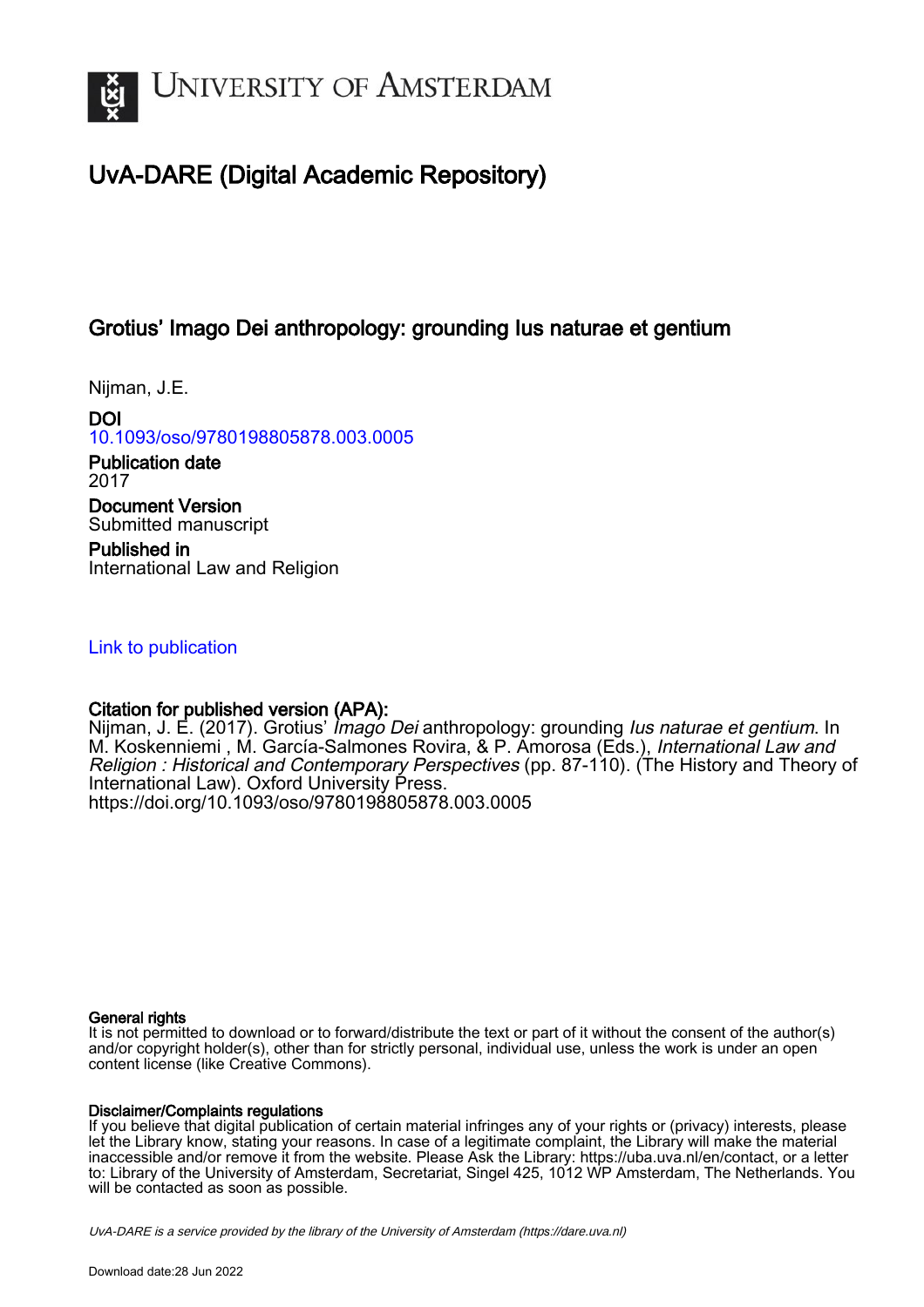# University of Amsterdam

## UvA-DARE (Digital Academic Repository)

### Grotius' Imago Dei anthropology: grounding Ius naturae et gentium

Nijman, J.E.

**DOI**
10.1093/oso/9780198805878.003.0005

**Publication date**
2017

**Document Version**
Submitted manuscript

**Published in**
International Law and Religion

Link to publication

**Citation for published version (APA):**
Nijman, J. E. (2017). Grotius' *Imago Dei* anthropology: grounding *Ius naturae et gentium*. In M. Koskenniemi , M. García-Salmones Rovira, & P. Amorosa (Eds.), *International Law and Religion : Historical and Contemporary Perspectives* (pp. 87-110). (The History and Theory of International Law). Oxford University Press. https://doi.org/10.1093/oso/9780198805878.003.0005

**General rights**
It is not permitted to download or to forward/distribute the text or part of it without the consent of the author(s) and/or copyright holder(s), other than for strictly personal, individual use, unless the work is under an open content license (like Creative Commons).

**Disclaimer/Complaints regulations**
If you believe that digital publication of certain material infringes any of your rights or (privacy) interests, please let the Library know, stating your reasons. In case of a legitimate complaint, the Library will make the material inaccessible and/or remove it from the website. Please Ask the Library: https://uba.uva.nl/en/contact, or a letter to: Library of the University of Amsterdam, Secretariat, Singel 425, 1012 WP Amsterdam, The Netherlands. You will be contacted as soon as possible.

*UvA-DARE is a service provided by the library of the University of Amsterdam (https://dare.uva.nl)*

Download date:28 Jun 2022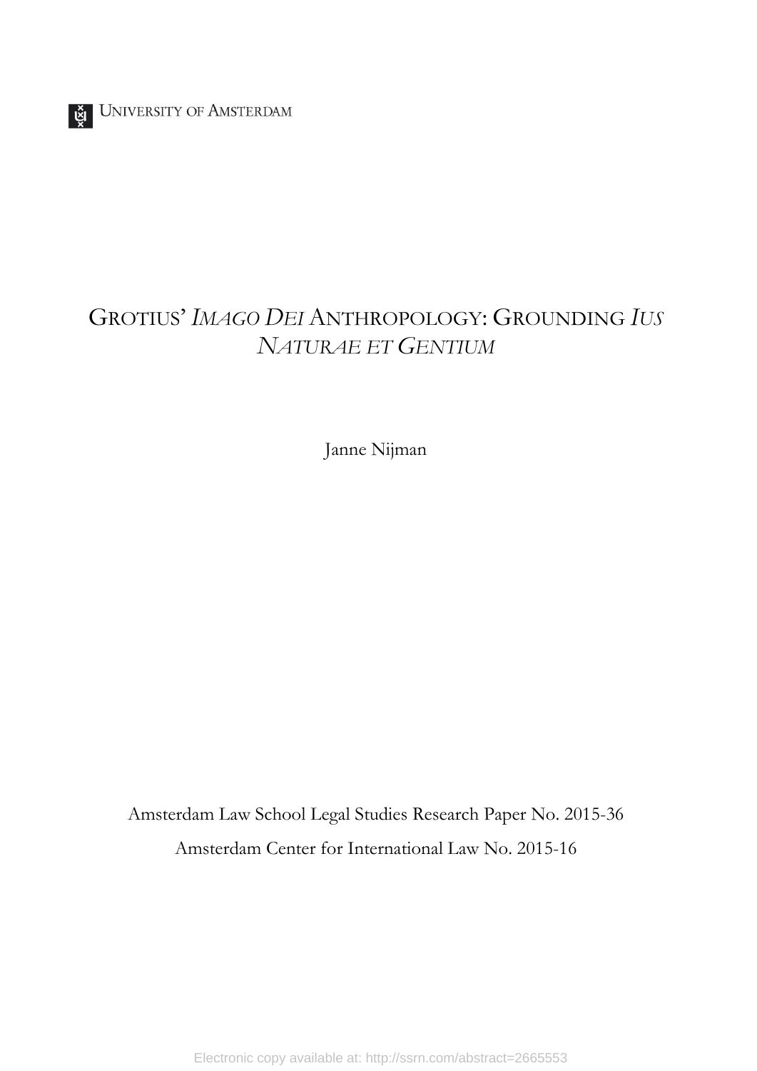UNIVERSITY OF AMSTERDAM

# GROTIUS' *IMAGO DEI* ANTHROPOLOGY: GROUNDING *IUS NATURAE ET GENTIUM*

Janne Nijman

Amsterdam Law School Legal Studies Research Paper No. 2015-36

Amsterdam Center for International Law No. 2015-16

Electronic copy available at: http://ssrn.com/abstract=2665553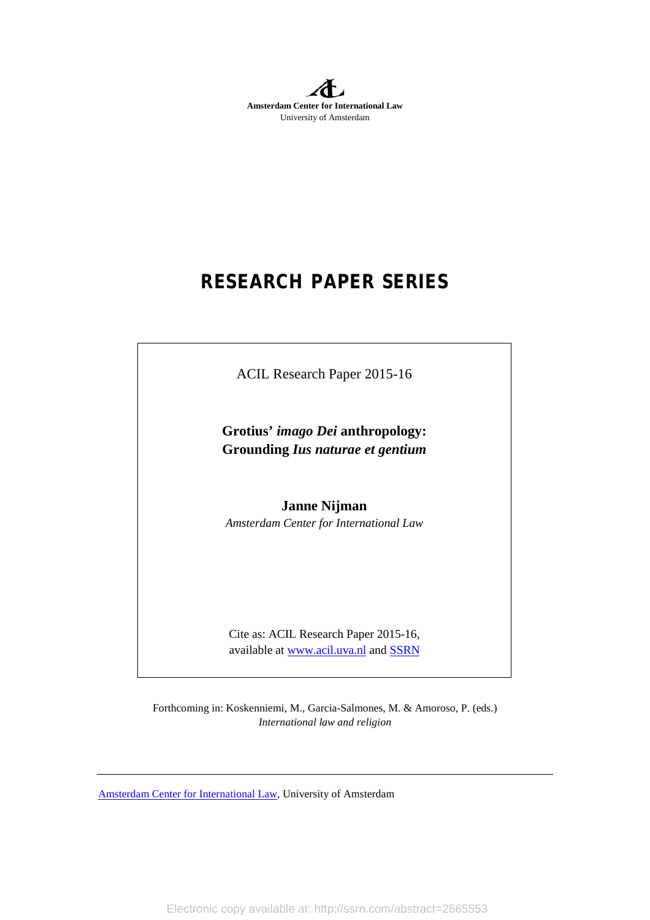**Amsterdam Center for International Law**
University of Amsterdam

# RESEARCH PAPER SERIES

ACIL Research Paper 2015-16

**Grotius' *imago Dei* anthropology: Grounding *Ius naturae et gentium***

**Janne Nijman**
*Amsterdam Center for International Law*

Cite as: ACIL Research Paper 2015-16, available at www.acil.uva.nl and SSRN

Forthcoming in: Koskenniemi, M., Garcia-Salmones, M. & Amoroso, P. (eds.) *International law and religion*

Amsterdam Center for International Law, University of Amsterdam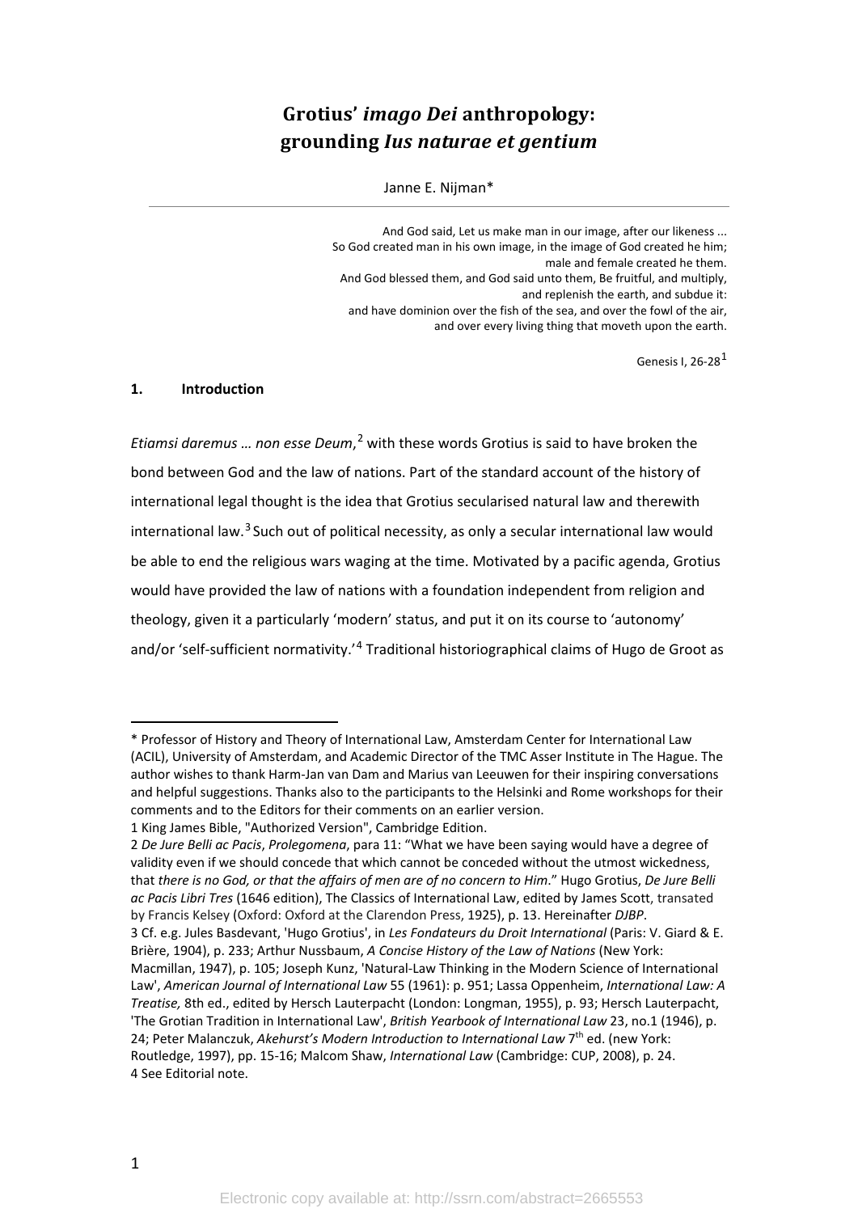# Grotius' *imago Dei* anthropology: grounding *Ius naturae et gentium*

Janne E. Nijman*

And God said, Let us make man in our image, after our likeness ...
So God created man in his own image, in the image of God created he him;
male and female created he them.
And God blessed them, and God said unto them, Be fruitful, and multiply,
and replenish the earth, and subdue it:
and have dominion over the fish of the sea, and over the fowl of the air,
and over every living thing that moveth upon the earth.

Genesis I, 26-28[1]

## 1. Introduction

*Etiamsi daremus … non esse Deum*,[2] with these words Grotius is said to have broken the bond between God and the law of nations. Part of the standard account of the history of international legal thought is the idea that Grotius secularised natural law and therewith international law.[3] Such out of political necessity, as only a secular international law would be able to end the religious wars waging at the time. Motivated by a pacific agenda, Grotius would have provided the law of nations with a foundation independent from religion and theology, given it a particularly 'modern' status, and put it on its course to 'autonomy' and/or 'self-sufficient normativity.'[4] Traditional historiographical claims of Hugo de Groot as

---

\* Professor of History and Theory of International Law, Amsterdam Center for International Law (ACIL), University of Amsterdam, and Academic Director of the TMC Asser Institute in The Hague. The author wishes to thank Harm-Jan van Dam and Marius van Leeuwen for their inspiring conversations and helpful suggestions. Thanks also to the participants to the Helsinki and Rome workshops for their comments and to the Editors for their comments on an earlier version.

1 King James Bible, "Authorized Version", Cambridge Edition.

2 *De Jure Belli ac Pacis*, *Prolegomena*, para 11: "What we have been saying would have a degree of validity even if we should concede that which cannot be conceded without the utmost wickedness, that *there is no God, or that the affairs of men are of no concern to Him*." Hugo Grotius, *De Jure Belli ac Pacis Libri Tres* (1646 edition), The Classics of International Law, edited by James Scott, transated by Francis Kelsey (Oxford: Oxford at the Clarendon Press, 1925), p. 13. Hereinafter *DJBP*.

3 Cf. e.g. Jules Basdevant, 'Hugo Grotius', in *Les Fondateurs du Droit International* (Paris: V. Giard & E. Brière, 1904), p. 233; Arthur Nussbaum, *A Concise History of the Law of Nations* (New York: Macmillan, 1947), p. 105; Joseph Kunz, 'Natural-Law Thinking in the Modern Science of International Law', *American Journal of International Law* 55 (1961): p. 951; Lassa Oppenheim, *International Law: A Treatise,* 8th ed., edited by Hersch Lauterpacht (London: Longman, 1955), p. 93; Hersch Lauterpacht, 'The Grotian Tradition in International Law', *British Yearbook of International Law* 23, no.1 (1946), p. 24; Peter Malanczuk, *Akehurst's Modern Introduction to International Law* 7th ed. (new York: Routledge, 1997), pp. 15-16; Malcom Shaw, *International Law* (Cambridge: CUP, 2008), p. 24.

4 See Editorial note.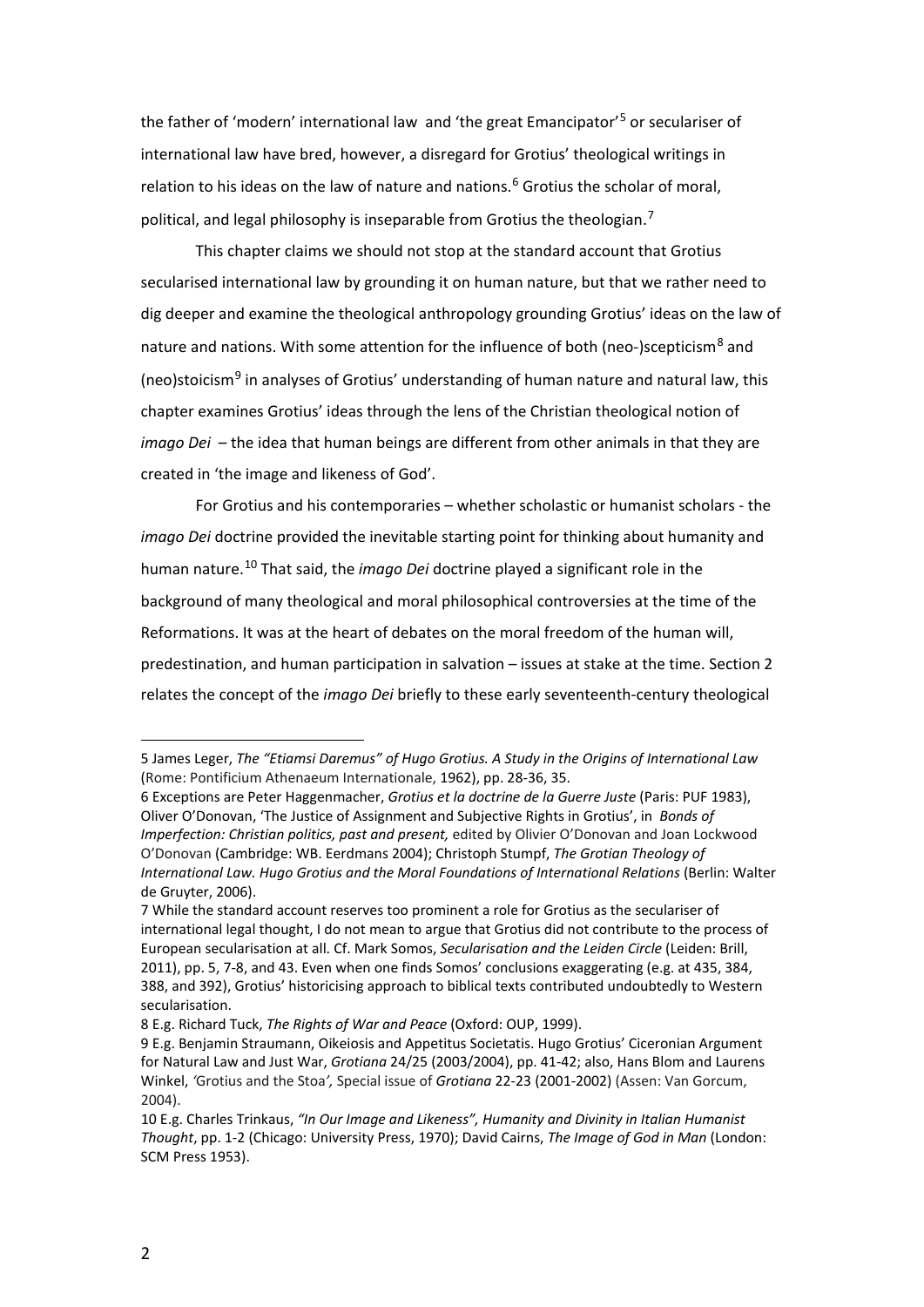the father of 'modern' international law and 'the great Emancipator'[5] or seculariser of international law have bred, however, a disregard for Grotius' theological writings in relation to his ideas on the law of nature and nations.[6] Grotius the scholar of moral, political, and legal philosophy is inseparable from Grotius the theologian.[7]

This chapter claims we should not stop at the standard account that Grotius secularised international law by grounding it on human nature, but that we rather need to dig deeper and examine the theological anthropology grounding Grotius' ideas on the law of nature and nations. With some attention for the influence of both (neo-)scepticism[8] and (neo)stoicism[9] in analyses of Grotius' understanding of human nature and natural law, this chapter examines Grotius' ideas through the lens of the Christian theological notion of *imago Dei* – the idea that human beings are different from other animals in that they are created in 'the image and likeness of God'.

For Grotius and his contemporaries – whether scholastic or humanist scholars - the *imago Dei* doctrine provided the inevitable starting point for thinking about humanity and human nature.[10] That said, the *imago Dei* doctrine played a significant role in the background of many theological and moral philosophical controversies at the time of the Reformations. It was at the heart of debates on the moral freedom of the human will, predestination, and human participation in salvation – issues at stake at the time. Section 2 relates the concept of the *imago Dei* briefly to these early seventeenth-century theological

---

5 James Leger, *The "Etiamsi Daremus" of Hugo Grotius. A Study in the Origins of International Law* (Rome: Pontificium Athenaeum Internationale, 1962), pp. 28-36, 35.

6 Exceptions are Peter Haggenmacher, *Grotius et la doctrine de la Guerre Juste* (Paris: PUF 1983), Oliver O'Donovan, 'The Justice of Assignment and Subjective Rights in Grotius', in *Bonds of Imperfection: Christian politics, past and present,* edited by Olivier O'Donovan and Joan Lockwood O'Donovan (Cambridge: WB. Eerdmans 2004); Christoph Stumpf, *The Grotian Theology of International Law. Hugo Grotius and the Moral Foundations of International Relations* (Berlin: Walter de Gruyter, 2006).

7 While the standard account reserves too prominent a role for Grotius as the seculariser of international legal thought, I do not mean to argue that Grotius did not contribute to the process of European secularisation at all. Cf. Mark Somos, *Secularisation and the Leiden Circle* (Leiden: Brill, 2011), pp. 5, 7-8, and 43. Even when one finds Somos' conclusions exaggerating (e.g. at 435, 384, 388, and 392), Grotius' historicising approach to biblical texts contributed undoubtedly to Western secularisation.

8 E.g. Richard Tuck, *The Rights of War and Peace* (Oxford: OUP, 1999).

9 E.g. Benjamin Straumann, Oikeiosis and Appetitus Societatis. Hugo Grotius' Ciceronian Argument for Natural Law and Just War, *Grotiana* 24/25 (2003/2004), pp. 41-42; also, Hans Blom and Laurens Winkel, *'*Grotius and the Stoa*',* Special issue of *Grotiana* 22-23 (2001-2002) (Assen: Van Gorcum, 2004).

10 E.g. Charles Trinkaus, *"In Our Image and Likeness", Humanity and Divinity in Italian Humanist Thought*, pp. 1-2 (Chicago: University Press, 1970); David Cairns, *The Image of God in Man* (London: SCM Press 1953).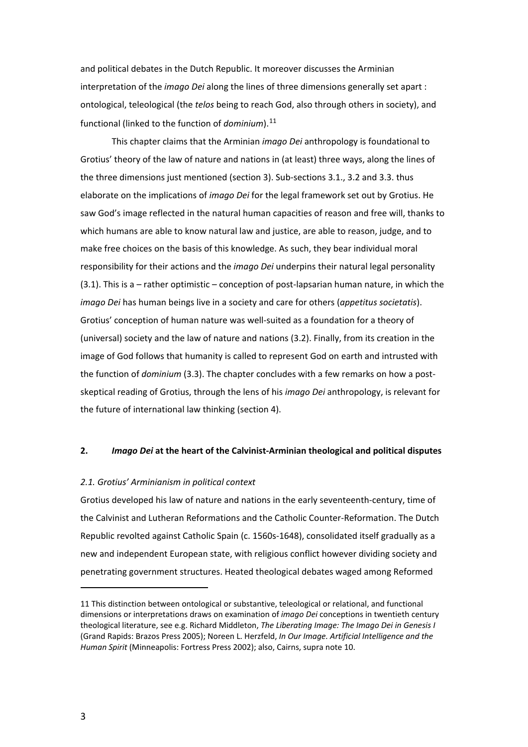and political debates in the Dutch Republic. It moreover discusses the Arminian interpretation of the *imago Dei* along the lines of three dimensions generally set apart : ontological, teleological (the *telos* being to reach God, also through others in society), and functional (linked to the function of *dominium*).[11]

This chapter claims that the Arminian *imago Dei* anthropology is foundational to Grotius' theory of the law of nature and nations in (at least) three ways, along the lines of the three dimensions just mentioned (section 3). Sub-sections 3.1., 3.2 and 3.3. thus elaborate on the implications of *imago Dei* for the legal framework set out by Grotius. He saw God's image reflected in the natural human capacities of reason and free will, thanks to which humans are able to know natural law and justice, are able to reason, judge, and to make free choices on the basis of this knowledge. As such, they bear individual moral responsibility for their actions and the *imago Dei* underpins their natural legal personality (3.1). This is a – rather optimistic – conception of post-lapsarian human nature, in which the *imago Dei* has human beings live in a society and care for others (*appetitus societatis*). Grotius' conception of human nature was well-suited as a foundation for a theory of (universal) society and the law of nature and nations (3.2). Finally, from its creation in the image of God follows that humanity is called to represent God on earth and intrusted with the function of *dominium* (3.3). The chapter concludes with a few remarks on how a post-skeptical reading of Grotius, through the lens of his *imago Dei* anthropology, is relevant for the future of international law thinking (section 4).

## 2. *Imago Dei* at the heart of the Calvinist-Arminian theological and political disputes

### *2.1. Grotius' Arminianism in political context*

Grotius developed his law of nature and nations in the early seventeenth-century, time of the Calvinist and Lutheran Reformations and the Catholic Counter-Reformation. The Dutch Republic revolted against Catholic Spain (c. 1560s-1648), consolidated itself gradually as a new and independent European state, with religious conflict however dividing society and penetrating government structures. Heated theological debates waged among Reformed

---

11 This distinction between ontological or substantive, teleological or relational, and functional dimensions or interpretations draws on examination of *imago Dei* conceptions in twentieth century theological literature, see e.g. Richard Middleton, *The Liberating Image: The Imago Dei in Genesis I* (Grand Rapids: Brazos Press 2005); Noreen L. Herzfeld, *In Our Image. Artificial Intelligence and the Human Spirit* (Minneapolis: Fortress Press 2002); also, Cairns, supra note 10.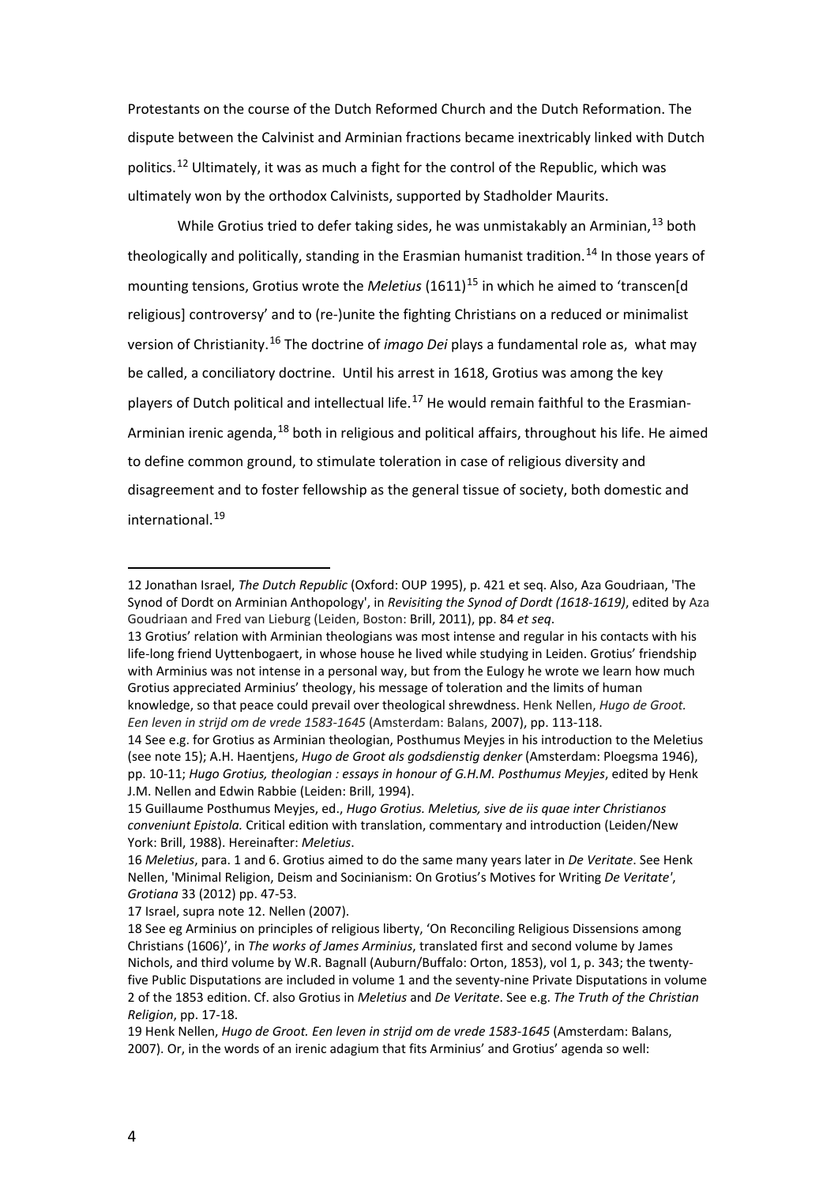Protestants on the course of the Dutch Reformed Church and the Dutch Reformation. The dispute between the Calvinist and Arminian fractions became inextricably linked with Dutch politics.[12] Ultimately, it was as much a fight for the control of the Republic, which was ultimately won by the orthodox Calvinists, supported by Stadholder Maurits.

While Grotius tried to defer taking sides, he was unmistakably an Arminian,[13] both theologically and politically, standing in the Erasmian humanist tradition.[14] In those years of mounting tensions, Grotius wrote the *Meletius* (1611)[15] in which he aimed to 'transcen[d religious] controversy' and to (re-)unite the fighting Christians on a reduced or minimalist version of Christianity.[16] The doctrine of *imago Dei* plays a fundamental role as, what may be called, a conciliatory doctrine. Until his arrest in 1618, Grotius was among the key players of Dutch political and intellectual life.[17] He would remain faithful to the Erasmian-Arminian irenic agenda,[18] both in religious and political affairs, throughout his life. He aimed to define common ground, to stimulate toleration in case of religious diversity and disagreement and to foster fellowship as the general tissue of society, both domestic and international.[19]

---

12 Jonathan Israel, *The Dutch Republic* (Oxford: OUP 1995), p. 421 et seq. Also, Aza Goudriaan, 'The Synod of Dordt on Arminian Anthopology', in *Revisiting the Synod of Dordt (1618-1619)*, edited by Aza Goudriaan and Fred van Lieburg (Leiden, Boston: Brill, 2011), pp. 84 *et seq*.

13 Grotius' relation with Arminian theologians was most intense and regular in his contacts with his life-long friend Uyttenbogaert, in whose house he lived while studying in Leiden. Grotius' friendship with Arminius was not intense in a personal way, but from the Eulogy he wrote we learn how much Grotius appreciated Arminius' theology, his message of toleration and the limits of human knowledge, so that peace could prevail over theological shrewdness. Henk Nellen, *Hugo de Groot. Een leven in strijd om de vrede 1583-1645* (Amsterdam: Balans, 2007), pp. 113-118.

14 See e.g. for Grotius as Arminian theologian, Posthumus Meyjes in his introduction to the Meletius (see note 15); A.H. Haentjens, *Hugo de Groot als godsdienstig denker* (Amsterdam: Ploegsma 1946), pp. 10-11; *Hugo Grotius, theologian : essays in honour of G.H.M. Posthumus Meyjes*, edited by Henk J.M. Nellen and Edwin Rabbie (Leiden: Brill, 1994).

15 Guillaume Posthumus Meyjes, ed., *Hugo Grotius. Meletius, sive de iis quae inter Christianos conveniunt Epistola.* Critical edition with translation, commentary and introduction (Leiden/New York: Brill, 1988). Hereinafter: *Meletius*.

16 *Meletius*, para. 1 and 6. Grotius aimed to do the same many years later in *De Veritate*. See Henk Nellen, 'Minimal Religion, Deism and Socinianism: On Grotius's Motives for Writing *De Veritate*', *Grotiana* 33 (2012) pp. 47-53.

17 Israel, supra note 12. Nellen (2007).

18 See eg Arminius on principles of religious liberty, 'On Reconciling Religious Dissensions among Christians (1606)', in *The works of James Arminius*, translated first and second volume by James Nichols, and third volume by W.R. Bagnall (Auburn/Buffalo: Orton, 1853), vol 1, p. 343; the twenty-five Public Disputations are included in volume 1 and the seventy-nine Private Disputations in volume 2 of the 1853 edition. Cf. also Grotius in *Meletius* and *De Veritate*. See e.g. *The Truth of the Christian Religion*, pp. 17-18.

19 Henk Nellen, *Hugo de Groot. Een leven in strijd om de vrede 1583-1645* (Amsterdam: Balans, 2007). Or, in the words of an irenic adagium that fits Arminius' and Grotius' agenda so well: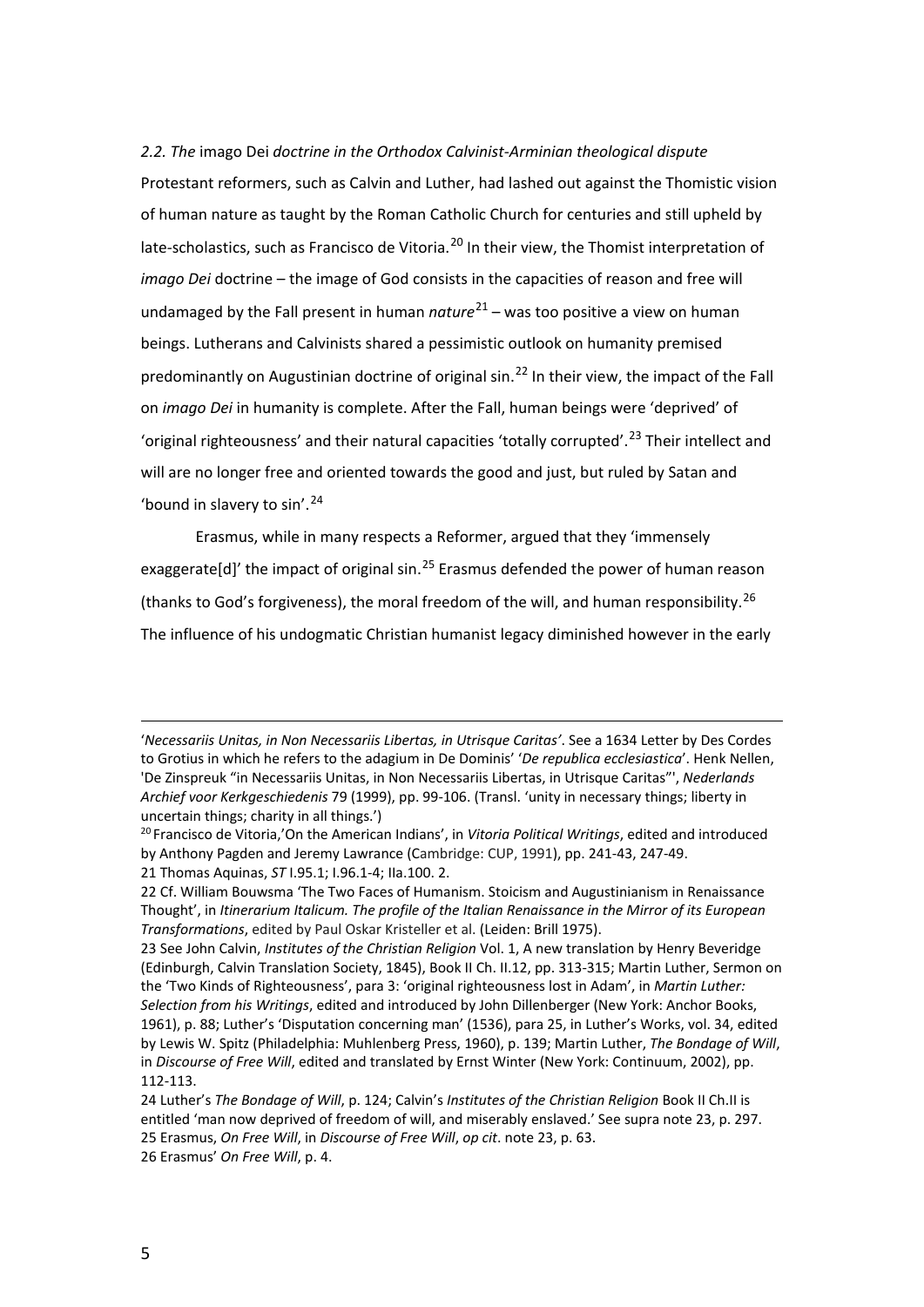### *2.2. The* imago Dei *doctrine in the Orthodox Calvinist-Arminian theological dispute*

Protestant reformers, such as Calvin and Luther, had lashed out against the Thomistic vision of human nature as taught by the Roman Catholic Church for centuries and still upheld by late-scholastics, such as Francisco de Vitoria.[20] In their view, the Thomist interpretation of *imago Dei* doctrine – the image of God consists in the capacities of reason and free will undamaged by the Fall present in human *nature*[21] – was too positive a view on human beings. Lutherans and Calvinists shared a pessimistic outlook on humanity premised predominantly on Augustinian doctrine of original sin.[22] In their view, the impact of the Fall on *imago Dei* in humanity is complete. After the Fall, human beings were 'deprived' of 'original righteousness' and their natural capacities 'totally corrupted'.[23] Their intellect and will are no longer free and oriented towards the good and just, but ruled by Satan and 'bound in slavery to sin'.[24]

Erasmus, while in many respects a Reformer, argued that they 'immensely exaggerate[d]' the impact of original sin.[25] Erasmus defended the power of human reason (thanks to God's forgiveness), the moral freedom of the will, and human responsibility.[26] The influence of his undogmatic Christian humanist legacy diminished however in the early

---

'*Necessariis Unitas, in Non Necessariis Libertas, in Utrisque Caritas'*. See a 1634 Letter by Des Cordes to Grotius in which he refers to the adagium in De Dominis' '*De republica ecclesiastica*'. Henk Nellen, 'De Zinspreuk "in Necessariis Unitas, in Non Necessariis Libertas, in Utrisque Caritas"', *Nederlands Archief voor Kerkgeschiedenis* 79 (1999), pp. 99-106. (Transl. 'unity in necessary things; liberty in uncertain things; charity in all things.')

[20] Francisco de Vitoria,'On the American Indians', in *Vitoria Political Writings*, edited and introduced by Anthony Pagden and Jeremy Lawrance (Cambridge: CUP, 1991), pp. 241-43, 247-49.

[21] Thomas Aquinas, *ST* I.95.1; I.96.1-4; IIa.100. 2.

[22] Cf. William Bouwsma 'The Two Faces of Humanism. Stoicism and Augustinianism in Renaissance Thought', in *Itinerarium Italicum. The profile of the Italian Renaissance in the Mirror of its European Transformations*, edited by Paul Oskar Kristeller et al. (Leiden: Brill 1975).

[23] See John Calvin, *Institutes of the Christian Religion* Vol. 1, A new translation by Henry Beveridge (Edinburgh, Calvin Translation Society, 1845), Book II Ch. II.12, pp. 313-315; Martin Luther, Sermon on the 'Two Kinds of Righteousness', para 3: 'original righteousness lost in Adam', in *Martin Luther: Selection from his Writings*, edited and introduced by John Dillenberger (New York: Anchor Books, 1961), p. 88; Luther's 'Disputation concerning man' (1536), para 25, in Luther's Works, vol. 34, edited by Lewis W. Spitz (Philadelphia: Muhlenberg Press, 1960), p. 139; Martin Luther, *The Bondage of Will*, in *Discourse of Free Will*, edited and translated by Ernst Winter (New York: Continuum, 2002), pp. 112-113.

[24] Luther's *The Bondage of Will*, p. 124; Calvin's *Institutes of the Christian Religion* Book II Ch.II is entitled 'man now deprived of freedom of will, and miserably enslaved.' See supra note 23, p. 297.

[25] Erasmus, *On Free Will*, in *Discourse of Free Will*, *op cit*. note 23, p. 63.

[26] Erasmus' *On Free Will*, p. 4.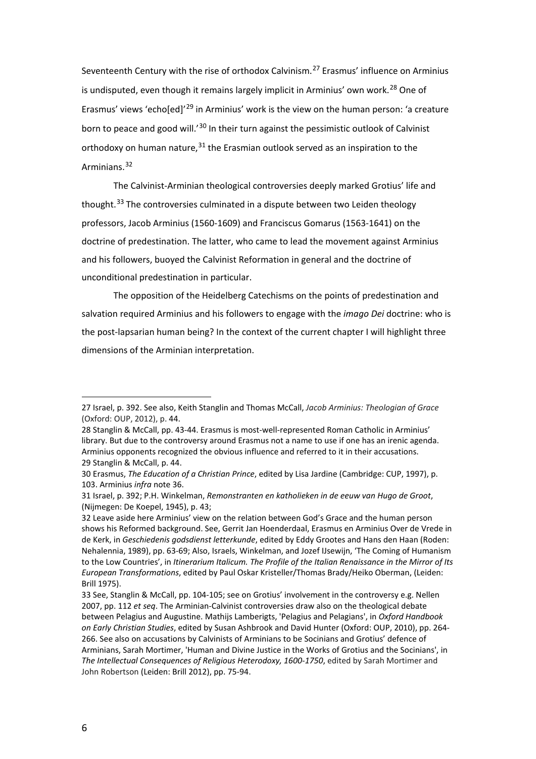Seventeenth Century with the rise of orthodox Calvinism.[27] Erasmus' influence on Arminius is undisputed, even though it remains largely implicit in Arminius' own work.[28] One of Erasmus' views 'echo[ed]'[29] in Arminius' work is the view on the human person: 'a creature born to peace and good will.'[30] In their turn against the pessimistic outlook of Calvinist orthodoxy on human nature,[31] the Erasmian outlook served as an inspiration to the Arminians.[32]

The Calvinist-Arminian theological controversies deeply marked Grotius' life and thought.[33] The controversies culminated in a dispute between two Leiden theology professors, Jacob Arminius (1560-1609) and Franciscus Gomarus (1563-1641) on the doctrine of predestination. The latter, who came to lead the movement against Arminius and his followers, buoyed the Calvinist Reformation in general and the doctrine of unconditional predestination in particular.

The opposition of the Heidelberg Catechisms on the points of predestination and salvation required Arminius and his followers to engage with the *imago Dei* doctrine: who is the post-lapsarian human being? In the context of the current chapter I will highlight three dimensions of the Arminian interpretation.

---

27 Israel, p. 392. See also, Keith Stanglin and Thomas McCall, *Jacob Arminius: Theologian of Grace* (Oxford: OUP, 2012), p. 44.

28 Stanglin & McCall, pp. 43-44. Erasmus is most-well-represented Roman Catholic in Arminius' library. But due to the controversy around Erasmus not a name to use if one has an irenic agenda. Arminius opponents recognized the obvious influence and referred to it in their accusations.

29 Stanglin & McCall, p. 44.

30 Erasmus, *The Education of a Christian Prince*, edited by Lisa Jardine (Cambridge: CUP, 1997), p. 103. Arminius *infra* note 36.

31 Israel, p. 392; P.H. Winkelman, *Remonstranten en katholieken in de eeuw van Hugo de Groot*, (Nijmegen: De Koepel, 1945), p. 43;

32 Leave aside here Arminius' view on the relation between God's Grace and the human person shows his Reformed background. See, Gerrit Jan Hoenderdaal, Erasmus en Arminius Over de Vrede in de Kerk, in *Geschiedenis godsdienst letterkunde*, edited by Eddy Grootes and Hans den Haan (Roden: Nehalennia, 1989), pp. 63-69; Also, Israels, Winkelman, and Jozef IJsewijn, 'The Coming of Humanism to the Low Countries', in *Itinerarium Italicum. The Profile of the Italian Renaissance in the Mirror of Its European Transformations*, edited by Paul Oskar Kristeller/Thomas Brady/Heiko Oberman, (Leiden: Brill 1975).

33 See, Stanglin & McCall, pp. 104-105; see on Grotius' involvement in the controversy e.g. Nellen 2007, pp. 112 *et seq*. The Arminian-Calvinist controversies draw also on the theological debate between Pelagius and Augustine. Mathijs Lamberigts, 'Pelagius and Pelagians', in *Oxford Handbook on Early Christian Studies*, edited by Susan Ashbrook and David Hunter (Oxford: OUP, 2010), pp. 264-266. See also on accusations by Calvinists of Arminians to be Socinians and Grotius' defence of Arminians, Sarah Mortimer, 'Human and Divine Justice in the Works of Grotius and the Socinians', in *The Intellectual Consequences of Religious Heterodoxy, 1600-1750*, edited by Sarah Mortimer and John Robertson (Leiden: Brill 2012), pp. 75-94.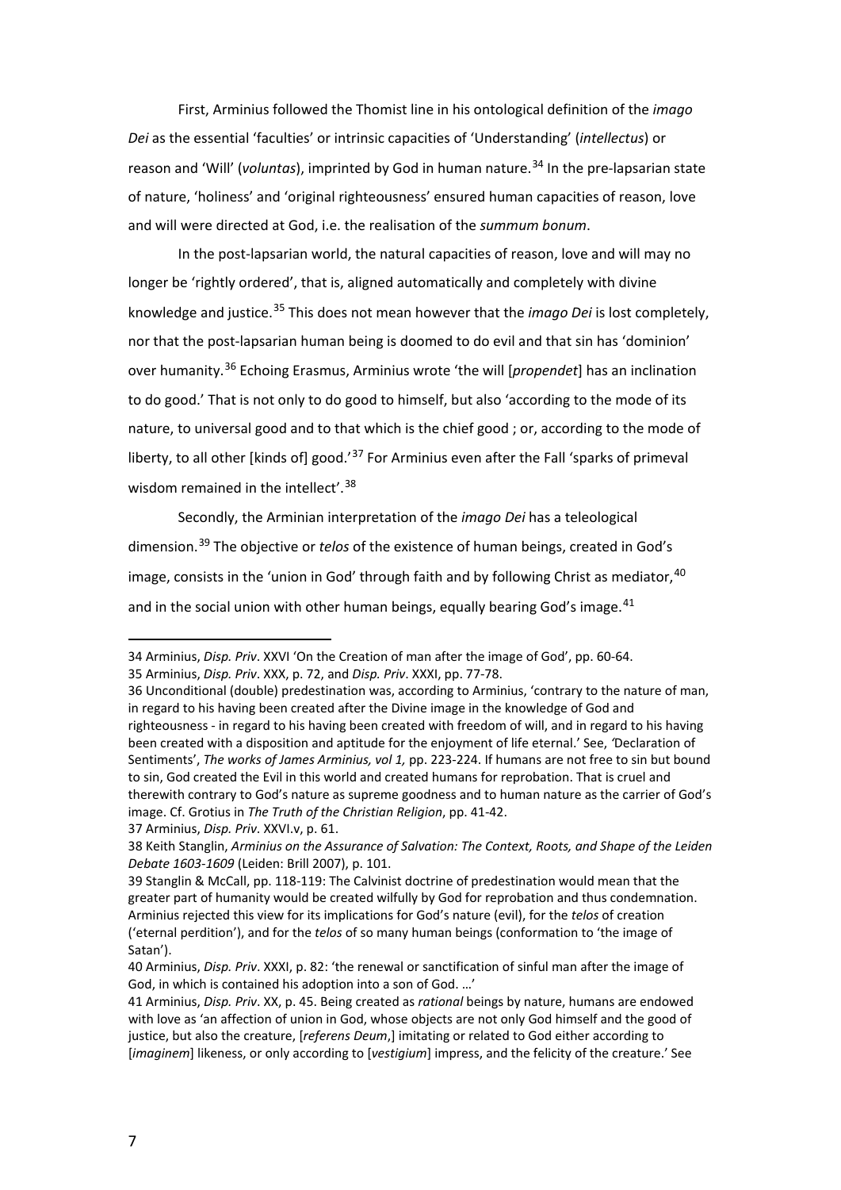First, Arminius followed the Thomist line in his ontological definition of the *imago Dei* as the essential 'faculties' or intrinsic capacities of 'Understanding' (*intellectus*) or reason and 'Will' (*voluntas*), imprinted by God in human nature.[34] In the pre-lapsarian state of nature, 'holiness' and 'original righteousness' ensured human capacities of reason, love and will were directed at God, i.e. the realisation of the *summum bonum*.

In the post-lapsarian world, the natural capacities of reason, love and will may no longer be 'rightly ordered', that is, aligned automatically and completely with divine knowledge and justice.[35] This does not mean however that the *imago Dei* is lost completely, nor that the post-lapsarian human being is doomed to do evil and that sin has 'dominion' over humanity.[36] Echoing Erasmus, Arminius wrote 'the will [*propendet*] has an inclination to do good.' That is not only to do good to himself, but also 'according to the mode of its nature, to universal good and to that which is the chief good ; or, according to the mode of liberty, to all other [kinds of] good.'[37] For Arminius even after the Fall 'sparks of primeval wisdom remained in the intellect'.[38]

Secondly, the Arminian interpretation of the *imago Dei* has a teleological dimension.[39] The objective or *telos* of the existence of human beings, created in God's image, consists in the 'union in God' through faith and by following Christ as mediator,[40] and in the social union with other human beings, equally bearing God's image.[41]

---

34 Arminius, *Disp. Priv*. XXVI 'On the Creation of man after the image of God', pp. 60-64.

35 Arminius, *Disp. Priv*. XXX, p. 72, and *Disp. Priv*. XXXI, pp. 77-78.

36 Unconditional (double) predestination was, according to Arminius, 'contrary to the nature of man, in regard to his having been created after the Divine image in the knowledge of God and righteousness - in regard to his having been created with freedom of will, and in regard to his having been created with a disposition and aptitude for the enjoyment of life eternal.' See, 'Declaration of Sentiments', *The works of James Arminius, vol 1,* pp. 223-224. If humans are not free to sin but bound to sin, God created the Evil in this world and created humans for reprobation. That is cruel and therewith contrary to God's nature as supreme goodness and to human nature as the carrier of God's image. Cf. Grotius in *The Truth of the Christian Religion*, pp. 41-42.

37 Arminius, *Disp. Priv*. XXVI.v, p. 61.

38 Keith Stanglin, *Arminius on the Assurance of Salvation: The Context, Roots, and Shape of the Leiden Debate 1603-1609* (Leiden: Brill 2007), p. 101.

39 Stanglin & McCall, pp. 118-119: The Calvinist doctrine of predestination would mean that the greater part of humanity would be created wilfully by God for reprobation and thus condemnation. Arminius rejected this view for its implications for God's nature (evil), for the *telos* of creation ('eternal perdition'), and for the *telos* of so many human beings (conformation to 'the image of Satan').

40 Arminius, *Disp. Priv*. XXXI, p. 82: 'the renewal or sanctification of sinful man after the image of God, in which is contained his adoption into a son of God. ...'

41 Arminius, *Disp. Priv*. XX, p. 45. Being created as *rational* beings by nature, humans are endowed with love as 'an affection of union in God, whose objects are not only God himself and the good of justice, but also the creature, [*referens Deum*,] imitating or related to God either according to [*imaginem*] likeness, or only according to [*vestigium*] impress, and the felicity of the creature.' See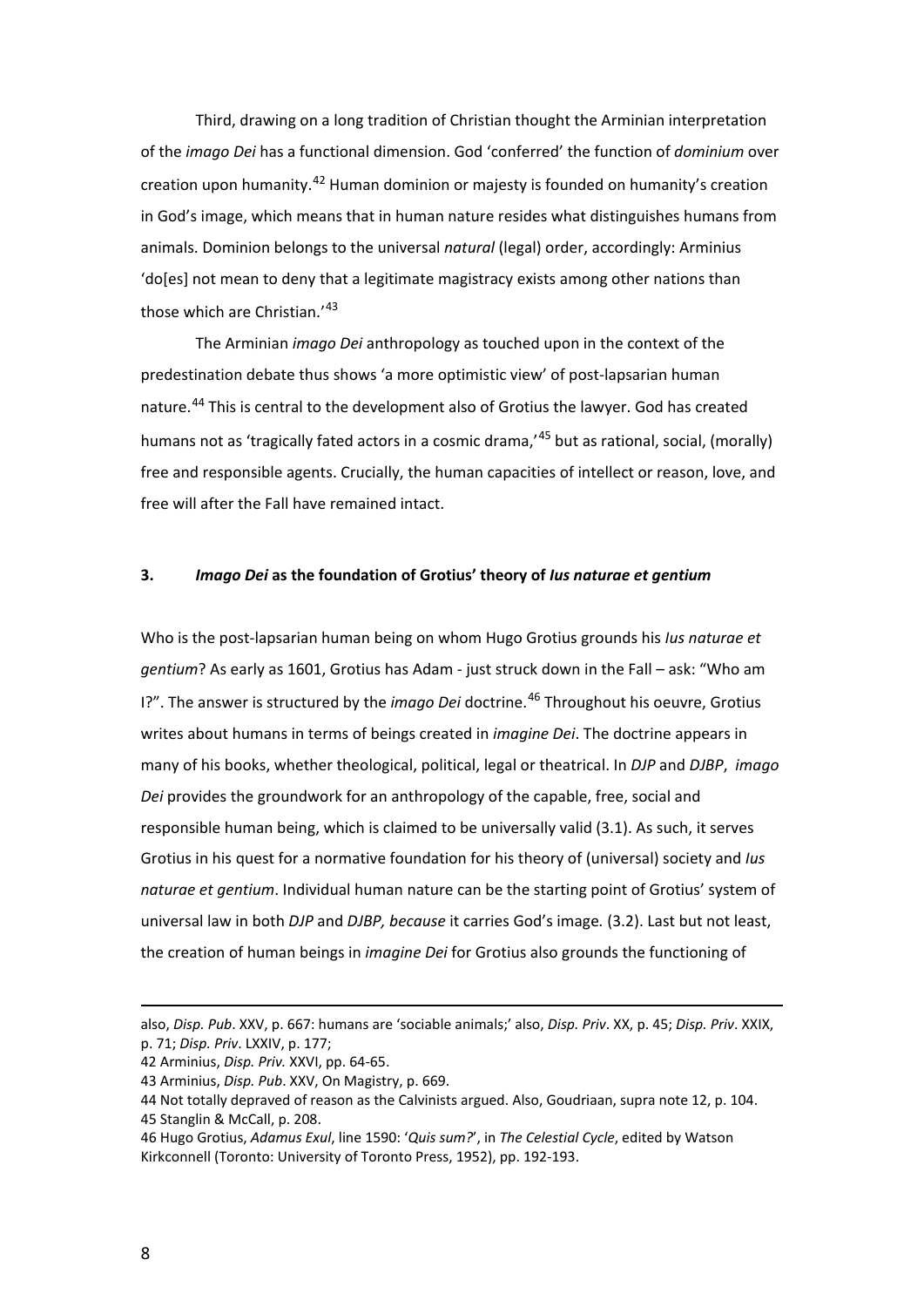Third, drawing on a long tradition of Christian thought the Arminian interpretation of the *imago Dei* has a functional dimension. God 'conferred' the function of *dominium* over creation upon humanity.[42] Human dominion or majesty is founded on humanity's creation in God's image, which means that in human nature resides what distinguishes humans from animals. Dominion belongs to the universal *natural* (legal) order, accordingly: Arminius 'do[es] not mean to deny that a legitimate magistracy exists among other nations than those which are Christian.'[43]

The Arminian *imago Dei* anthropology as touched upon in the context of the predestination debate thus shows 'a more optimistic view' of post-lapsarian human nature.[44] This is central to the development also of Grotius the lawyer. God has created humans not as 'tragically fated actors in a cosmic drama,'[45] but as rational, social, (morally) free and responsible agents. Crucially, the human capacities of intellect or reason, love, and free will after the Fall have remained intact.

## 3. *Imago Dei* as the foundation of Grotius' theory of *Ius naturae et gentium*

Who is the post-lapsarian human being on whom Hugo Grotius grounds his *Ius naturae et gentium*? As early as 1601, Grotius has Adam - just struck down in the Fall – ask: "Who am I?". The answer is structured by the *imago Dei* doctrine.[46] Throughout his oeuvre, Grotius writes about humans in terms of beings created in *imagine Dei*. The doctrine appears in many of his books, whether theological, political, legal or theatrical. In *DJP* and *DJBP*, *imago Dei* provides the groundwork for an anthropology of the capable, free, social and responsible human being, which is claimed to be universally valid (3.1). As such, it serves Grotius in his quest for a normative foundation for his theory of (universal) society and *Ius naturae et gentium*. Individual human nature can be the starting point of Grotius' system of universal law in both *DJP* and *DJBP, because* it carries God's image. (3.2). Last but not least, the creation of human beings in *imagine Dei* for Grotius also grounds the functioning of

---

also, *Disp. Pub*. XXV, p. 667: humans are 'sociable animals;' also, *Disp. Priv*. XX, p. 45; *Disp. Priv*. XXIX, p. 71; *Disp. Priv*. LXXIV, p. 177;

42 Arminius, *Disp. Priv.* XXVI, pp. 64-65.

43 Arminius, *Disp. Pub*. XXV, On Magistry, p. 669.

44 Not totally depraved of reason as the Calvinists argued. Also, Goudriaan, supra note 12, p. 104.

45 Stanglin & McCall, p. 208.

46 Hugo Grotius, *Adamus Exul*, line 1590: '*Quis sum?*', in *The Celestial Cycle*, edited by Watson Kirkconnell (Toronto: University of Toronto Press, 1952), pp. 192-193.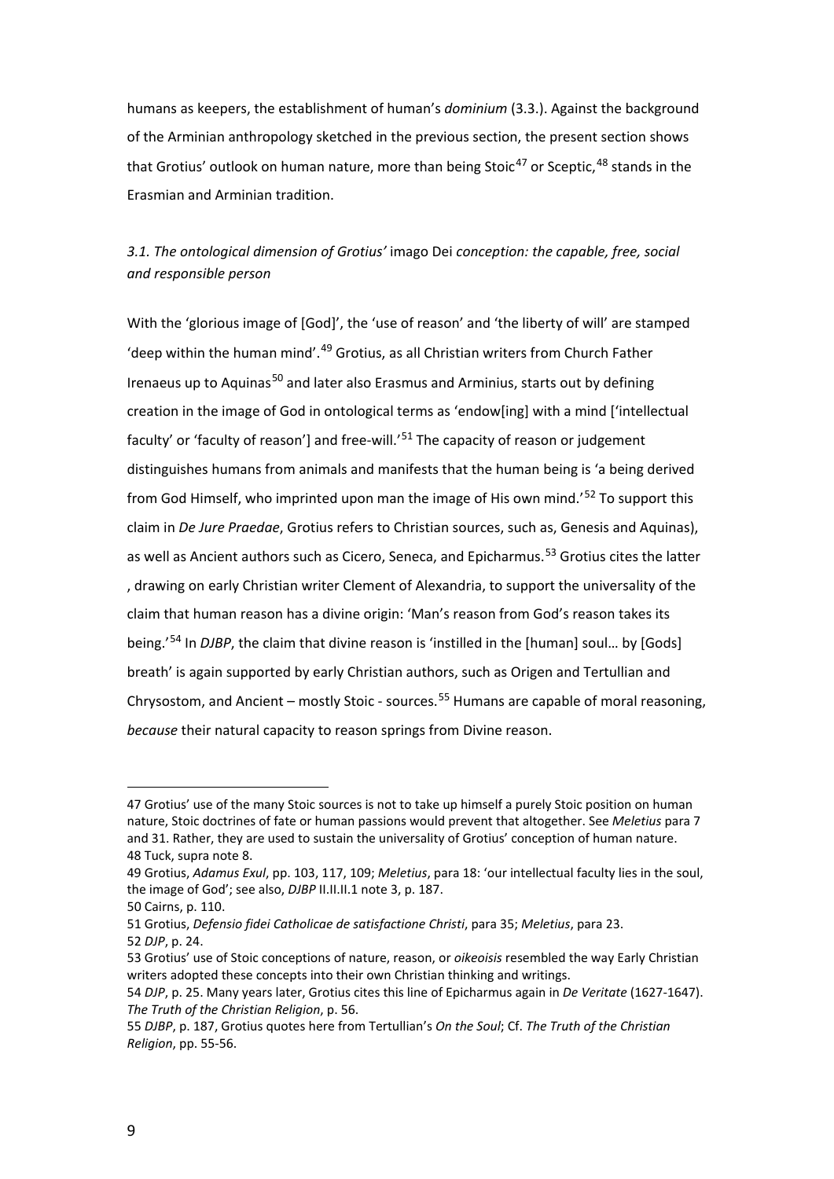humans as keepers, the establishment of human's *dominium* (3.3.). Against the background of the Arminian anthropology sketched in the previous section, the present section shows that Grotius' outlook on human nature, more than being Stoic[47] or Sceptic,[48] stands in the Erasmian and Arminian tradition.

### *3.1. The ontological dimension of Grotius'* imago Dei *conception: the capable, free, social and responsible person*

With the 'glorious image of [God]', the 'use of reason' and 'the liberty of will' are stamped 'deep within the human mind'.[49] Grotius, as all Christian writers from Church Father Irenaeus up to Aquinas[50] and later also Erasmus and Arminius, starts out by defining creation in the image of God in ontological terms as 'endow[ing] with a mind ['intellectual faculty' or 'faculty of reason'] and free-will.'[51] The capacity of reason or judgement distinguishes humans from animals and manifests that the human being is 'a being derived from God Himself, who imprinted upon man the image of His own mind.'[52] To support this claim in *De Jure Praedae*, Grotius refers to Christian sources, such as, Genesis and Aquinas), as well as Ancient authors such as Cicero, Seneca, and Epicharmus.[53] Grotius cites the latter , drawing on early Christian writer Clement of Alexandria, to support the universality of the claim that human reason has a divine origin: 'Man's reason from God's reason takes its being.'[54] In *DJBP*, the claim that divine reason is 'instilled in the [human] soul… by [Gods] breath' is again supported by early Christian authors, such as Origen and Tertullian and Chrysostom, and Ancient – mostly Stoic - sources.[55] Humans are capable of moral reasoning, *because* their natural capacity to reason springs from Divine reason.

---

47 Grotius' use of the many Stoic sources is not to take up himself a purely Stoic position on human nature, Stoic doctrines of fate or human passions would prevent that altogether. See *Meletius* para 7 and 31. Rather, they are used to sustain the universality of Grotius' conception of human nature.

48 Tuck, supra note 8.

49 Grotius, *Adamus Exul*, pp. 103, 117, 109; *Meletius*, para 18: 'our intellectual faculty lies in the soul, the image of God'; see also, *DJBP* II.II.II.1 note 3, p. 187.

50 Cairns, p. 110.

51 Grotius, *Defensio fidei Catholicae de satisfactione Christi*, para 35; *Meletius*, para 23.

52 *DJP*, p. 24.

53 Grotius' use of Stoic conceptions of nature, reason, or *oikeoisis* resembled the way Early Christian writers adopted these concepts into their own Christian thinking and writings.

54 *DJP*, p. 25. Many years later, Grotius cites this line of Epicharmus again in *De Veritate* (1627-1647). *The Truth of the Christian Religion*, p. 56.

55 *DJBP*, p. 187, Grotius quotes here from Tertullian's *On the Soul*; Cf. *The Truth of the Christian Religion*, pp. 55-56.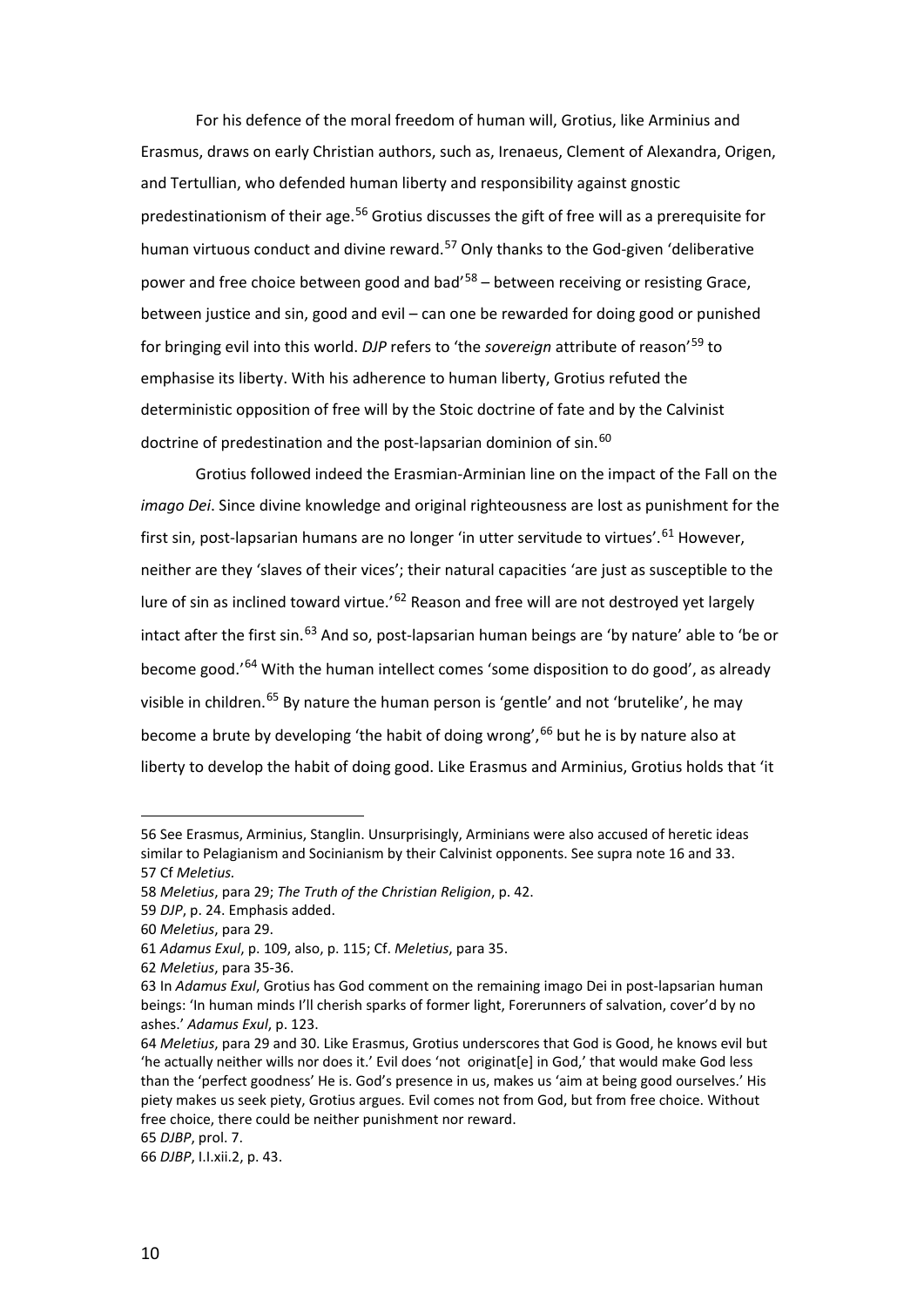For his defence of the moral freedom of human will, Grotius, like Arminius and Erasmus, draws on early Christian authors, such as, Irenaeus, Clement of Alexandra, Origen, and Tertullian, who defended human liberty and responsibility against gnostic predestinationism of their age.[56] Grotius discusses the gift of free will as a prerequisite for human virtuous conduct and divine reward.[57] Only thanks to the God-given 'deliberative power and free choice between good and bad'[58] – between receiving or resisting Grace, between justice and sin, good and evil – can one be rewarded for doing good or punished for bringing evil into this world. *DJP* refers to 'the *sovereign* attribute of reason'[59] to emphasise its liberty. With his adherence to human liberty, Grotius refuted the deterministic opposition of free will by the Stoic doctrine of fate and by the Calvinist doctrine of predestination and the post-lapsarian dominion of sin.[60]

Grotius followed indeed the Erasmian-Arminian line on the impact of the Fall on the *imago Dei*. Since divine knowledge and original righteousness are lost as punishment for the first sin, post-lapsarian humans are no longer 'in utter servitude to virtues'.[61] However, neither are they 'slaves of their vices'; their natural capacities 'are just as susceptible to the lure of sin as inclined toward virtue.'[62] Reason and free will are not destroyed yet largely intact after the first sin.[63] And so, post-lapsarian human beings are 'by nature' able to 'be or become good.'[64] With the human intellect comes 'some disposition to do good', as already visible in children.[65] By nature the human person is 'gentle' and not 'brutelike', he may become a brute by developing 'the habit of doing wrong',[66] but he is by nature also at liberty to develop the habit of doing good. Like Erasmus and Arminius, Grotius holds that 'it

56 See Erasmus, Arminius, Stanglin. Unsurprisingly, Arminians were also accused of heretic ideas similar to Pelagianism and Socinianism by their Calvinist opponents. See supra note 16 and 33.
57 Cf *Meletius*.
58 *Meletius*, para 29; *The Truth of the Christian Religion*, p. 42.
59 *DJP*, p. 24. Emphasis added.
60 *Meletius*, para 29.
61 *Adamus Exul*, p. 109, also, p. 115; Cf. *Meletius*, para 35.
62 *Meletius*, para 35-36.
63 In *Adamus Exul*, Grotius has God comment on the remaining imago Dei in post-lapsarian human beings: 'In human minds I'll cherish sparks of former light, Forerunners of salvation, cover'd by no ashes.' *Adamus Exul*, p. 123.
64 *Meletius*, para 29 and 30. Like Erasmus, Grotius underscores that God is Good, he knows evil but 'he actually neither wills nor does it.' Evil does 'not originat[e] in God,' that would make God less than the 'perfect goodness' He is. God's presence in us, makes us 'aim at being good ourselves.' His piety makes us seek piety, Grotius argues. Evil comes not from God, but from free choice. Without free choice, there could be neither punishment nor reward.
65 *DJBP*, prol. 7.
66 *DJBP*, I.I.xii.2, p. 43.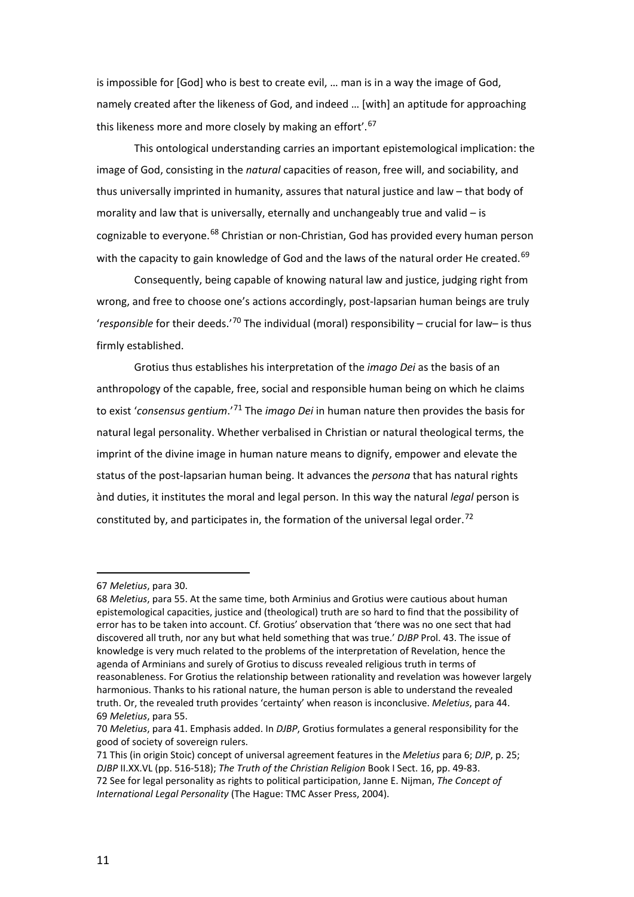is impossible for [God] who is best to create evil, … man is in a way the image of God, namely created after the likeness of God, and indeed … [with] an aptitude for approaching this likeness more and more closely by making an effort'.[67]

This ontological understanding carries an important epistemological implication: the image of God, consisting in the *natural* capacities of reason, free will, and sociability, and thus universally imprinted in humanity, assures that natural justice and law – that body of morality and law that is universally, eternally and unchangeably true and valid – is cognizable to everyone.[68] Christian or non-Christian, God has provided every human person with the capacity to gain knowledge of God and the laws of the natural order He created.[69]

Consequently, being capable of knowing natural law and justice, judging right from wrong, and free to choose one's actions accordingly, post-lapsarian human beings are truly '*responsible* for their deeds.'[70] The individual (moral) responsibility – crucial for law– is thus firmly established.

Grotius thus establishes his interpretation of the *imago Dei* as the basis of an anthropology of the capable, free, social and responsible human being on which he claims to exist '*consensus gentium*.'[71] The *imago Dei* in human nature then provides the basis for natural legal personality. Whether verbalised in Christian or natural theological terms, the imprint of the divine image in human nature means to dignify, empower and elevate the status of the post-lapsarian human being. It advances the *persona* that has natural rights ànd duties, it institutes the moral and legal person. In this way the natural *legal* person is constituted by, and participates in, the formation of the universal legal order.[72]

---

67 *Meletius*, para 30.

68 *Meletius*, para 55. At the same time, both Arminius and Grotius were cautious about human epistemological capacities, justice and (theological) truth are so hard to find that the possibility of error has to be taken into account. Cf. Grotius' observation that 'there was no one sect that had discovered all truth, nor any but what held something that was true.' *DJBP* Prol. 43. The issue of knowledge is very much related to the problems of the interpretation of Revelation, hence the agenda of Arminians and surely of Grotius to discuss revealed religious truth in terms of reasonableness. For Grotius the relationship between rationality and revelation was however largely harmonious. Thanks to his rational nature, the human person is able to understand the revealed truth. Or, the revealed truth provides 'certainty' when reason is inconclusive. *Meletius*, para 44.

69 *Meletius*, para 55.

70 *Meletius*, para 41. Emphasis added. In *DJBP*, Grotius formulates a general responsibility for the good of society of sovereign rulers.

71 This (in origin Stoic) concept of universal agreement features in the *Meletius* para 6; *DJP*, p. 25; *DJBP* II.XX.VL (pp. 516-518); *The Truth of the Christian Religion* Book I Sect. 16, pp. 49-83.

72 See for legal personality as rights to political participation, Janne E. Nijman, *The Concept of International Legal Personality* (The Hague: TMC Asser Press, 2004).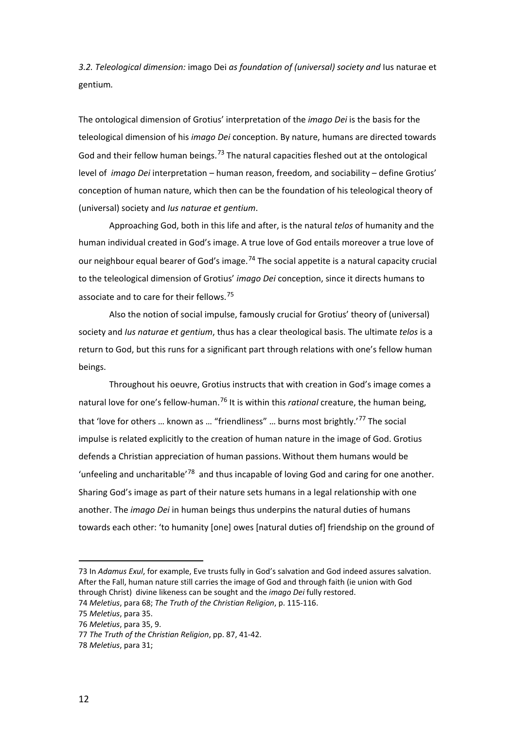### *3.2. Teleological dimension:* imago Dei *as foundation of (universal) society and* Ius naturae et gentium*.*

The ontological dimension of Grotius' interpretation of the *imago Dei* is the basis for the teleological dimension of his *imago Dei* conception. By nature, humans are directed towards God and their fellow human beings.[73] The natural capacities fleshed out at the ontological level of *imago Dei* interpretation – human reason, freedom, and sociability – define Grotius' conception of human nature, which then can be the foundation of his teleological theory of (universal) society and *Ius naturae et gentium*.

Approaching God, both in this life and after, is the natural *telos* of humanity and the human individual created in God's image. A true love of God entails moreover a true love of our neighbour equal bearer of God's image.[74] The social appetite is a natural capacity crucial to the teleological dimension of Grotius' *imago Dei* conception, since it directs humans to associate and to care for their fellows.[75]

Also the notion of social impulse, famously crucial for Grotius' theory of (universal) society and *Ius naturae et gentium*, thus has a clear theological basis. The ultimate *telos* is a return to God, but this runs for a significant part through relations with one's fellow human beings.

Throughout his oeuvre, Grotius instructs that with creation in God's image comes a natural love for one's fellow-human.[76] It is within this *rational* creature, the human being, that 'love for others … known as … "friendliness" … burns most brightly.'[77] The social impulse is related explicitly to the creation of human nature in the image of God. Grotius defends a Christian appreciation of human passions. Without them humans would be 'unfeeling and uncharitable'[78] and thus incapable of loving God and caring for one another. Sharing God's image as part of their nature sets humans in a legal relationship with one another. The *imago Dei* in human beings thus underpins the natural duties of humans towards each other: 'to humanity [one] owes [natural duties of] friendship on the ground of

---

73 In *Adamus Exul*, for example, Eve trusts fully in God's salvation and God indeed assures salvation. After the Fall, human nature still carries the image of God and through faith (ie union with God through Christ) divine likeness can be sought and the *imago Dei* fully restored.

74 *Meletius*, para 68; *The Truth of the Christian Religion*, p. 115-116.

75 *Meletius*, para 35.

76 *Meletius*, para 35, 9.

77 *The Truth of the Christian Religion*, pp. 87, 41-42.

78 *Meletius*, para 31;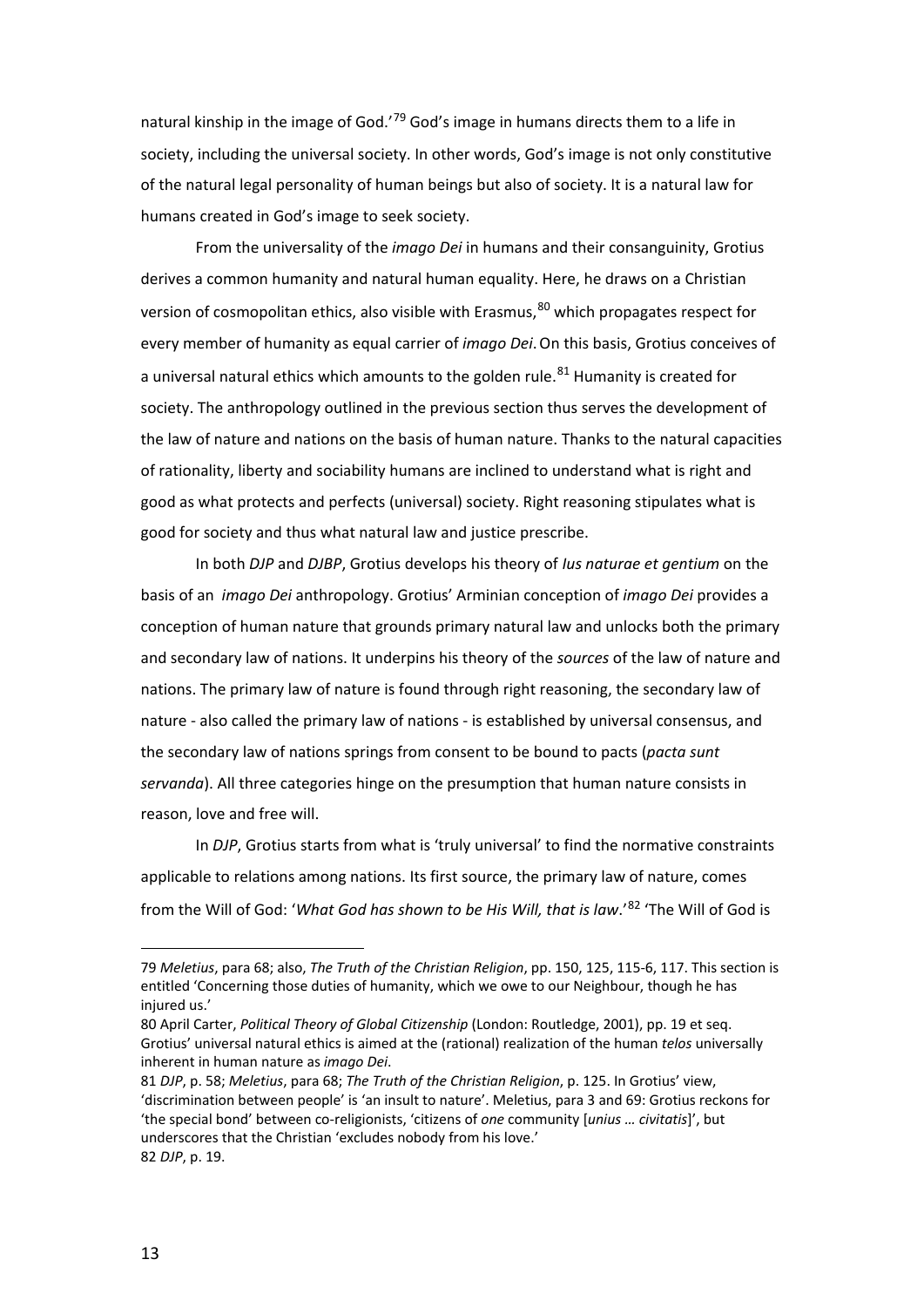natural kinship in the image of God.'[79] God's image in humans directs them to a life in society, including the universal society. In other words, God's image is not only constitutive of the natural legal personality of human beings but also of society. It is a natural law for humans created in God's image to seek society.

From the universality of the *imago Dei* in humans and their consanguinity, Grotius derives a common humanity and natural human equality. Here, he draws on a Christian version of cosmopolitan ethics, also visible with Erasmus,[80] which propagates respect for every member of humanity as equal carrier of *imago Dei*. On this basis, Grotius conceives of a universal natural ethics which amounts to the golden rule.[81] Humanity is created for society. The anthropology outlined in the previous section thus serves the development of the law of nature and nations on the basis of human nature. Thanks to the natural capacities of rationality, liberty and sociability humans are inclined to understand what is right and good as what protects and perfects (universal) society. Right reasoning stipulates what is good for society and thus what natural law and justice prescribe.

In both *DJP* and *DJBP*, Grotius develops his theory of *Ius naturae et gentium* on the basis of an *imago Dei* anthropology. Grotius' Arminian conception of *imago Dei* provides a conception of human nature that grounds primary natural law and unlocks both the primary and secondary law of nations. It underpins his theory of the *sources* of the law of nature and nations. The primary law of nature is found through right reasoning, the secondary law of nature - also called the primary law of nations - is established by universal consensus, and the secondary law of nations springs from consent to be bound to pacts (*pacta sunt servanda*). All three categories hinge on the presumption that human nature consists in reason, love and free will.

In *DJP*, Grotius starts from what is 'truly universal' to find the normative constraints applicable to relations among nations. Its first source, the primary law of nature, comes from the Will of God: '*What God has shown to be His Will, that is law*.'[82] 'The Will of God is

---

79 *Meletius*, para 68; also, *The Truth of the Christian Religion*, pp. 150, 125, 115-6, 117. This section is entitled 'Concerning those duties of humanity, which we owe to our Neighbour, though he has injured us.'

80 April Carter, *Political Theory of Global Citizenship* (London: Routledge, 2001), pp. 19 et seq. Grotius' universal natural ethics is aimed at the (rational) realization of the human *telos* universally inherent in human nature as *imago Dei*.

81 *DJP*, p. 58; *Meletius*, para 68; *The Truth of the Christian Religion*, p. 125. In Grotius' view, 'discrimination between people' is 'an insult to nature'. Meletius, para 3 and 69: Grotius reckons for 'the special bond' between co-religionists, 'citizens of *one* community [*unius … civitatis*]', but underscores that the Christian 'excludes nobody from his love.'

82 *DJP*, p. 19.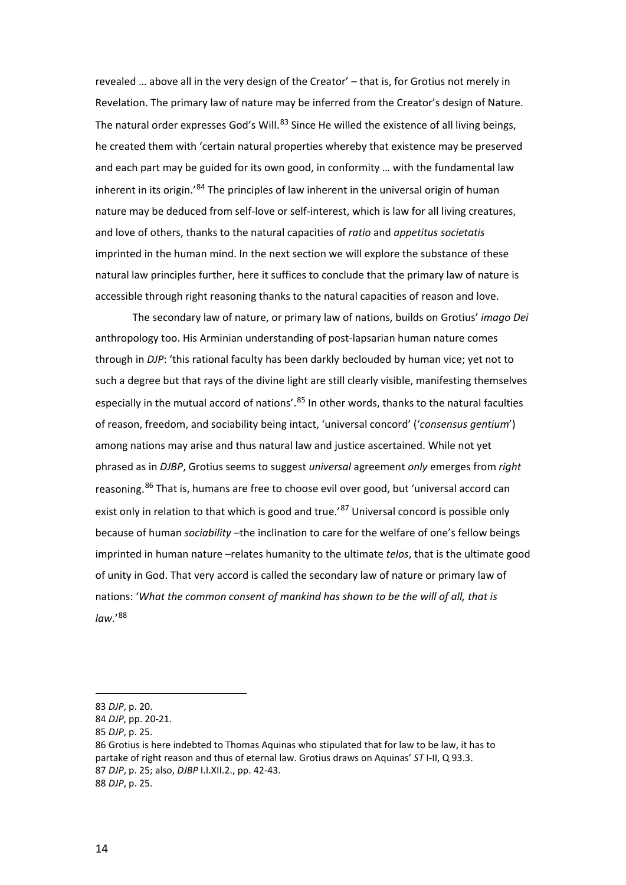revealed … above all in the very design of the Creator' – that is, for Grotius not merely in Revelation. The primary law of nature may be inferred from the Creator's design of Nature. The natural order expresses God's Will.[83] Since He willed the existence of all living beings, he created them with 'certain natural properties whereby that existence may be preserved and each part may be guided for its own good, in conformity … with the fundamental law inherent in its origin.'[84] The principles of law inherent in the universal origin of human nature may be deduced from self-love or self-interest, which is law for all living creatures, and love of others, thanks to the natural capacities of *ratio* and *appetitus societatis* imprinted in the human mind. In the next section we will explore the substance of these natural law principles further, here it suffices to conclude that the primary law of nature is accessible through right reasoning thanks to the natural capacities of reason and love.

The secondary law of nature, or primary law of nations, builds on Grotius' *imago Dei* anthropology too. His Arminian understanding of post-lapsarian human nature comes through in *DJP*: 'this rational faculty has been darkly beclouded by human vice; yet not to such a degree but that rays of the divine light are still clearly visible, manifesting themselves especially in the mutual accord of nations'.[85] In other words, thanks to the natural faculties of reason, freedom, and sociability being intact, 'universal concord' ('*consensus gentium*') among nations may arise and thus natural law and justice ascertained. While not yet phrased as in *DJBP*, Grotius seems to suggest *universal* agreement *only* emerges from *right* reasoning.[86] That is, humans are free to choose evil over good, but 'universal accord can exist only in relation to that which is good and true.'[87] Universal concord is possible only because of human *sociability* –the inclination to care for the welfare of one's fellow beings imprinted in human nature –relates humanity to the ultimate *telos*, that is the ultimate good of unity in God. That very accord is called the secondary law of nature or primary law of nations: '*What the common consent of mankind has shown to be the will of all, that is law*.'[88]

---

83 *DJP*, p. 20.

84 *DJP*, pp. 20-21.

85 *DJP*, p. 25.

86 Grotius is here indebted to Thomas Aquinas who stipulated that for law to be law, it has to partake of right reason and thus of eternal law. Grotius draws on Aquinas' *ST* I-II, Q 93.3.

87 *DJP*, p. 25; also, *DJBP* I.I.XII.2., pp. 42-43.

88 *DJP*, p. 25.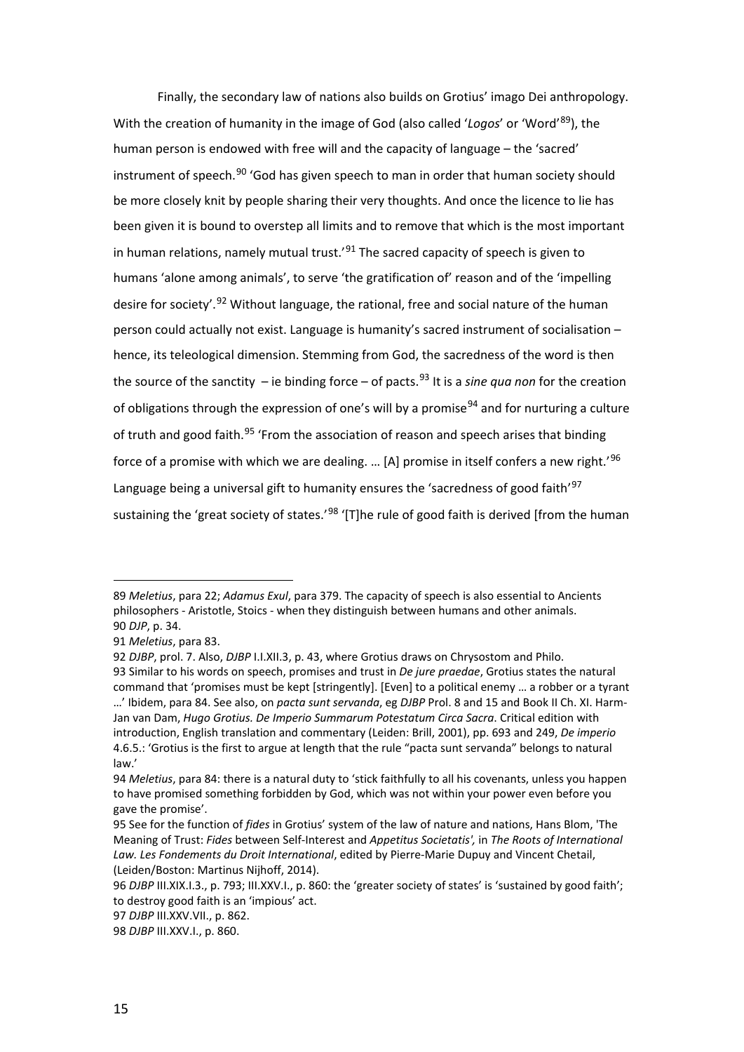Finally, the secondary law of nations also builds on Grotius' imago Dei anthropology. With the creation of humanity in the image of God (also called '*Logos*' or 'Word'[89]), the human person is endowed with free will and the capacity of language – the 'sacred' instrument of speech.[90] 'God has given speech to man in order that human society should be more closely knit by people sharing their very thoughts. And once the licence to lie has been given it is bound to overstep all limits and to remove that which is the most important in human relations, namely mutual trust.'[91] The sacred capacity of speech is given to humans 'alone among animals', to serve 'the gratification of' reason and of the 'impelling desire for society'.[92] Without language, the rational, free and social nature of the human person could actually not exist. Language is humanity's sacred instrument of socialisation – hence, its teleological dimension. Stemming from God, the sacredness of the word is then the source of the sanctity – ie binding force – of pacts.[93] It is a *sine qua non* for the creation of obligations through the expression of one's will by a promise[94] and for nurturing a culture of truth and good faith.[95] 'From the association of reason and speech arises that binding force of a promise with which we are dealing. … [A] promise in itself confers a new right.'[96] Language being a universal gift to humanity ensures the 'sacredness of good faith'[97] sustaining the 'great society of states.'[98] '[T]he rule of good faith is derived [from the human

---

89 *Meletius*, para 22; *Adamus Exul*, para 379. The capacity of speech is also essential to Ancients philosophers - Aristotle, Stoics - when they distinguish between humans and other animals.

90 *DJP*, p. 34.

91 *Meletius*, para 83.

92 *DJBP*, prol. 7. Also, *DJBP* I.I.XII.3, p. 43, where Grotius draws on Chrysostom and Philo.

93 Similar to his words on speech, promises and trust in *De jure praedae*, Grotius states the natural command that 'promises must be kept [stringently]. [Even] to a political enemy … a robber or a tyrant …' Ibidem, para 84. See also, on *pacta sunt servanda*, eg *DJBP* Prol. 8 and 15 and Book II Ch. XI. Harm-Jan van Dam, *Hugo Grotius. De Imperio Summarum Potestatum Circa Sacra*. Critical edition with introduction, English translation and commentary (Leiden: Brill, 2001), pp. 693 and 249, *De imperio* 4.6.5.: 'Grotius is the first to argue at length that the rule "pacta sunt servanda" belongs to natural law.'

94 *Meletius*, para 84: there is a natural duty to 'stick faithfully to all his covenants, unless you happen to have promised something forbidden by God, which was not within your power even before you gave the promise'.

95 See for the function of *fides* in Grotius' system of the law of nature and nations, Hans Blom, 'The Meaning of Trust: *Fides* between Self-Interest and *Appetitus Societatis',* in *The Roots of International Law. Les Fondements du Droit International*, edited by Pierre-Marie Dupuy and Vincent Chetail, (Leiden/Boston: Martinus Nijhoff, 2014).

96 *DJBP* III.XIX.I.3., p. 793; III.XXV.I., p. 860: the 'greater society of states' is 'sustained by good faith'; to destroy good faith is an 'impious' act.

97 *DJBP* III.XXV.VII., p. 862.

98 *DJBP* III.XXV.I., p. 860.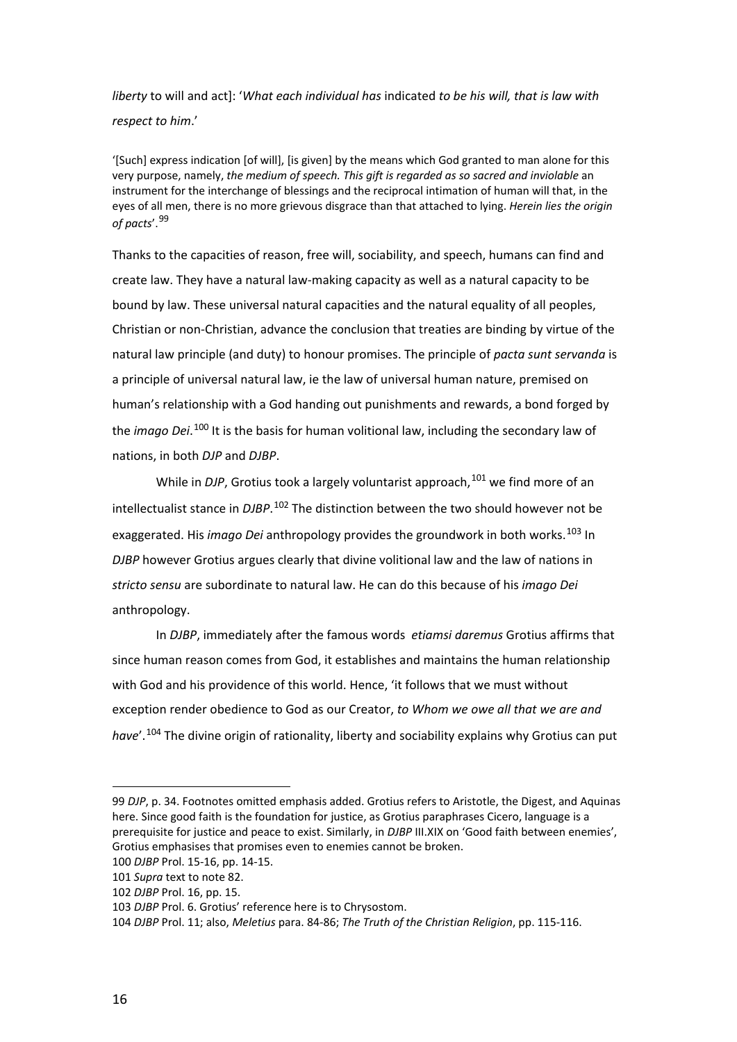*liberty* to will and act]: '*What each individual has* indicated *to be his will, that is law with respect to him*.'

'[Such] express indication [of will], [is given] by the means which God granted to man alone for this very purpose, namely, *the medium of speech. This gift is regarded as so sacred and inviolable* an instrument for the interchange of blessings and the reciprocal intimation of human will that, in the eyes of all men, there is no more grievous disgrace than that attached to lying. *Herein lies the origin of pacts*'.[99]

Thanks to the capacities of reason, free will, sociability, and speech, humans can find and create law. They have a natural law-making capacity as well as a natural capacity to be bound by law. These universal natural capacities and the natural equality of all peoples, Christian or non-Christian, advance the conclusion that treaties are binding by virtue of the natural law principle (and duty) to honour promises. The principle of *pacta sunt servanda* is a principle of universal natural law, ie the law of universal human nature, premised on human's relationship with a God handing out punishments and rewards, a bond forged by the *imago Dei*.[100] It is the basis for human volitional law, including the secondary law of nations, in both *DJP* and *DJBP*.

While in *DJP*, Grotius took a largely voluntarist approach,[101] we find more of an intellectualist stance in *DJBP*.[102] The distinction between the two should however not be exaggerated. His *imago Dei* anthropology provides the groundwork in both works.[103] In *DJBP* however Grotius argues clearly that divine volitional law and the law of nations in *stricto sensu* are subordinate to natural law. He can do this because of his *imago Dei* anthropology.

In *DJBP*, immediately after the famous words *etiamsi daremus* Grotius affirms that since human reason comes from God, it establishes and maintains the human relationship with God and his providence of this world. Hence, 'it follows that we must without exception render obedience to God as our Creator, *to Whom we owe all that we are and have*'.[104] The divine origin of rationality, liberty and sociability explains why Grotius can put

---

99 *DJP*, p. 34. Footnotes omitted emphasis added. Grotius refers to Aristotle, the Digest, and Aquinas here. Since good faith is the foundation for justice, as Grotius paraphrases Cicero, language is a prerequisite for justice and peace to exist. Similarly, in *DJBP* III.XIX on 'Good faith between enemies', Grotius emphasises that promises even to enemies cannot be broken.

100 *DJBP* Prol. 15-16, pp. 14-15.

101 *Supra* text to note 82.

102 *DJBP* Prol. 16, pp. 15.

103 *DJBP* Prol. 6. Grotius' reference here is to Chrysostom.

104 *DJBP* Prol. 11; also, *Meletius* para. 84-86; *The Truth of the Christian Religion*, pp. 115-116.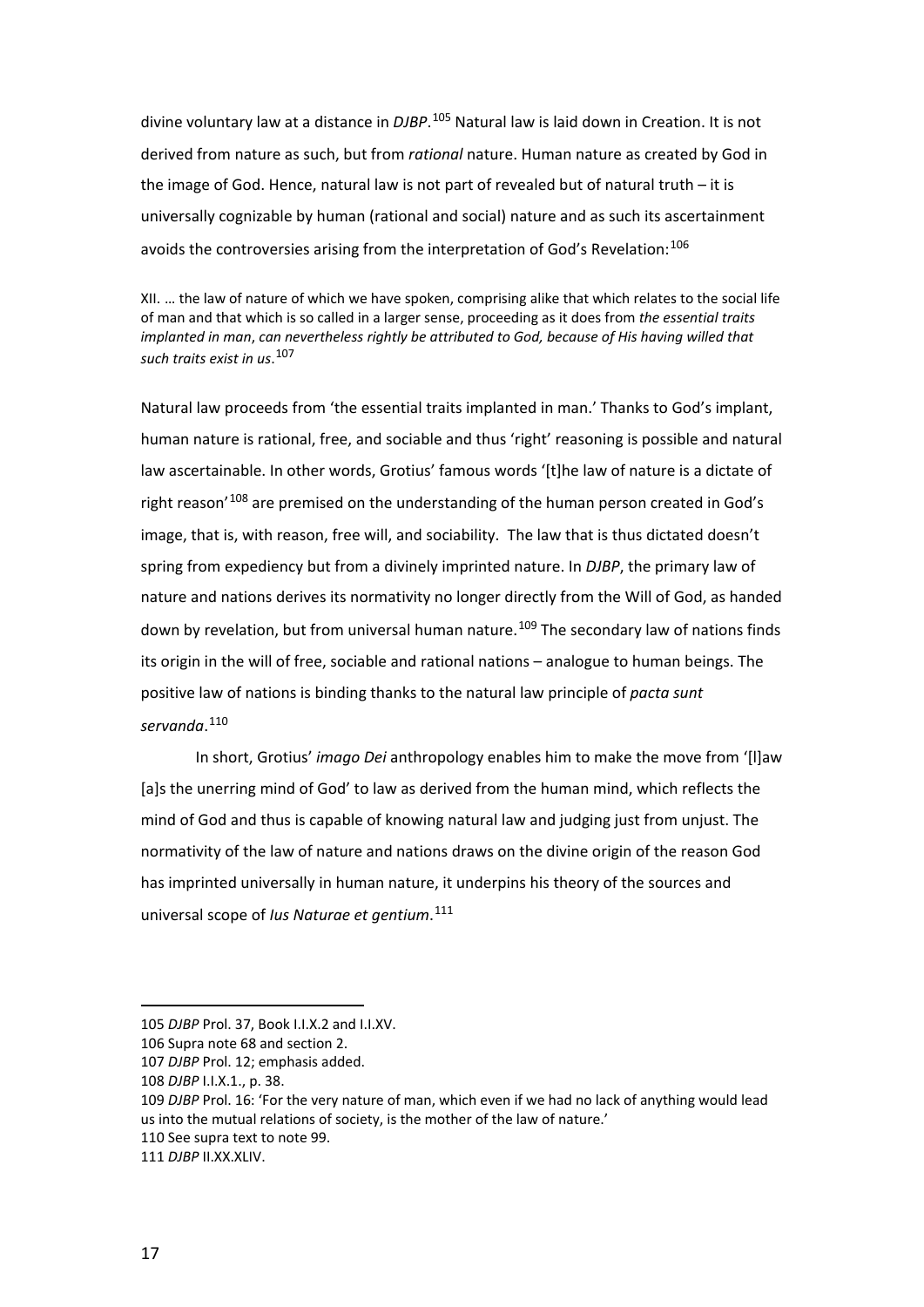divine voluntary law at a distance in *DJBP*.[105] Natural law is laid down in Creation. It is not derived from nature as such, but from *rational* nature. Human nature as created by God in the image of God. Hence, natural law is not part of revealed but of natural truth – it is universally cognizable by human (rational and social) nature and as such its ascertainment avoids the controversies arising from the interpretation of God's Revelation:[106]

> XII. … the law of nature of which we have spoken, comprising alike that which relates to the social life of man and that which is so called in a larger sense, proceeding as it does from *the essential traits implanted in man*, *can nevertheless rightly be attributed to God, because of His having willed that such traits exist in us*.[107]

Natural law proceeds from 'the essential traits implanted in man.' Thanks to God's implant, human nature is rational, free, and sociable and thus 'right' reasoning is possible and natural law ascertainable. In other words, Grotius' famous words '[t]he law of nature is a dictate of right reason'[108] are premised on the understanding of the human person created in God's image, that is, with reason, free will, and sociability. The law that is thus dictated doesn't spring from expediency but from a divinely imprinted nature. In *DJBP*, the primary law of nature and nations derives its normativity no longer directly from the Will of God, as handed down by revelation, but from universal human nature.[109] The secondary law of nations finds its origin in the will of free, sociable and rational nations – analogue to human beings. The positive law of nations is binding thanks to the natural law principle of *pacta sunt servanda*.[110]

In short, Grotius' *imago Dei* anthropology enables him to make the move from '[l]aw [a]s the unerring mind of God' to law as derived from the human mind, which reflects the mind of God and thus is capable of knowing natural law and judging just from unjust. The normativity of the law of nature and nations draws on the divine origin of the reason God has imprinted universally in human nature, it underpins his theory of the sources and universal scope of *Ius Naturae et gentium*.[111]

---

105 *DJBP* Prol. 37, Book I.I.X.2 and I.I.XV.

106 Supra note 68 and section 2.

107 *DJBP* Prol. 12; emphasis added.

108 *DJBP* I.I.X.1., p. 38.

109 *DJBP* Prol. 16: 'For the very nature of man, which even if we had no lack of anything would lead us into the mutual relations of society, is the mother of the law of nature.'

110 See supra text to note 99.

111 *DJBP* II.XX.XLIV.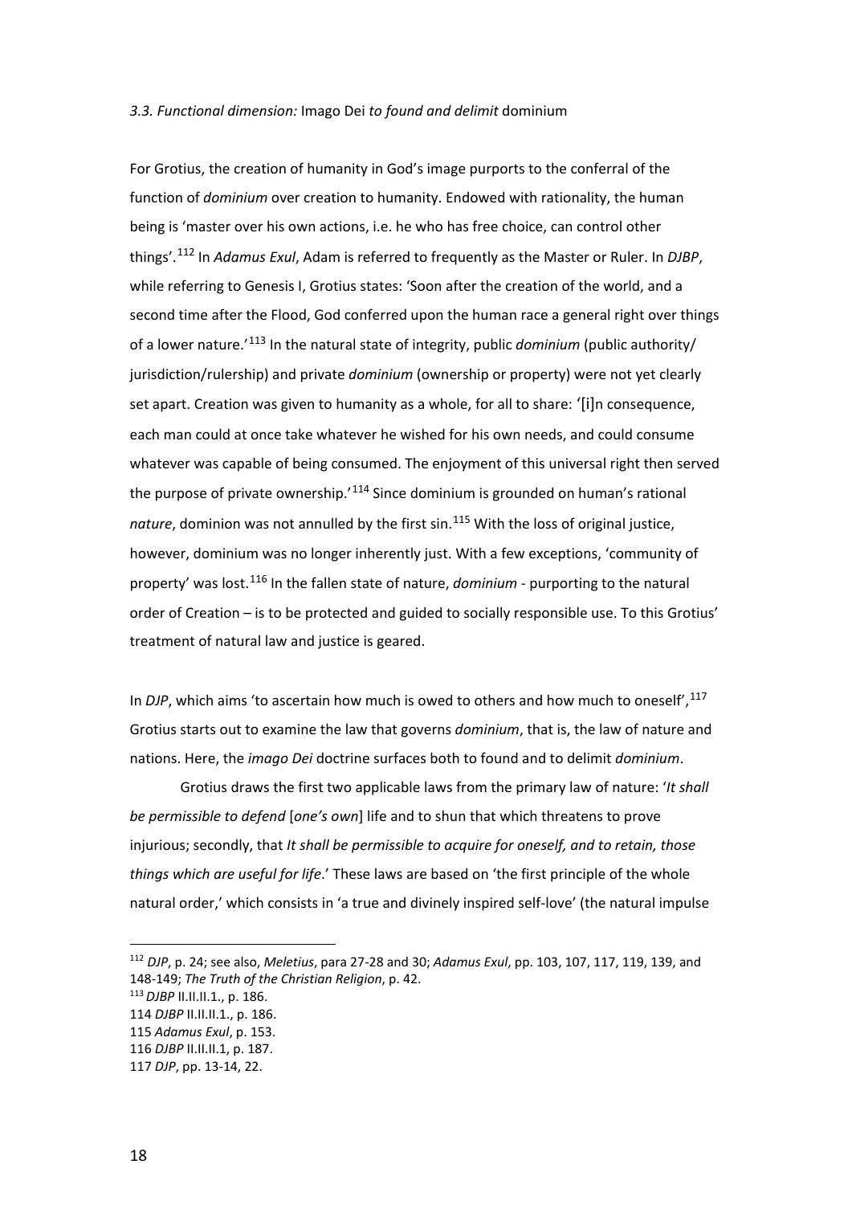### *3.3. Functional dimension:* Imago Dei *to found and delimit* dominium

For Grotius, the creation of humanity in God's image purports to the conferral of the function of *dominium* over creation to humanity. Endowed with rationality, the human being is 'master over his own actions, i.e. he who has free choice, can control other things'.[112] In *Adamus Exul*, Adam is referred to frequently as the Master or Ruler. In *DJBP*, while referring to Genesis I, Grotius states: 'Soon after the creation of the world, and a second time after the Flood, God conferred upon the human race a general right over things of a lower nature.'[113] In the natural state of integrity, public *dominium* (public authority/ jurisdiction/rulership) and private *dominium* (ownership or property) were not yet clearly set apart. Creation was given to humanity as a whole, for all to share: '[i]n consequence, each man could at once take whatever he wished for his own needs, and could consume whatever was capable of being consumed. The enjoyment of this universal right then served the purpose of private ownership.'[114] Since dominium is grounded on human's rational *nature*, dominion was not annulled by the first sin.[115] With the loss of original justice, however, dominium was no longer inherently just. With a few exceptions, 'community of property' was lost.[116] In the fallen state of nature, *dominium* - purporting to the natural order of Creation – is to be protected and guided to socially responsible use. To this Grotius' treatment of natural law and justice is geared.

In *DJP*, which aims 'to ascertain how much is owed to others and how much to oneself',[117] Grotius starts out to examine the law that governs *dominium*, that is, the law of nature and nations. Here, the *imago Dei* doctrine surfaces both to found and to delimit *dominium*.

Grotius draws the first two applicable laws from the primary law of nature: '*It shall be permissible to defend* [*one's own*] life and to shun that which threatens to prove injurious; secondly, that *It shall be permissible to acquire for oneself, and to retain, those things which are useful for life*.' These laws are based on 'the first principle of the whole natural order,' which consists in 'a true and divinely inspired self-love' (the natural impulse

---

[112] *DJP*, p. 24; see also, *Meletius*, para 27-28 and 30; *Adamus Exul*, pp. 103, 107, 117, 119, 139, and 148-149; *The Truth of the Christian Religion*, p. 42.

[113] *DJBP* II.II.II.1., p. 186.

[114] *DJBP* II.II.II.1., p. 186.

[115] *Adamus Exul*, p. 153.

[116] *DJBP* II.II.II.1, p. 187.

[117] *DJP*, pp. 13-14, 22.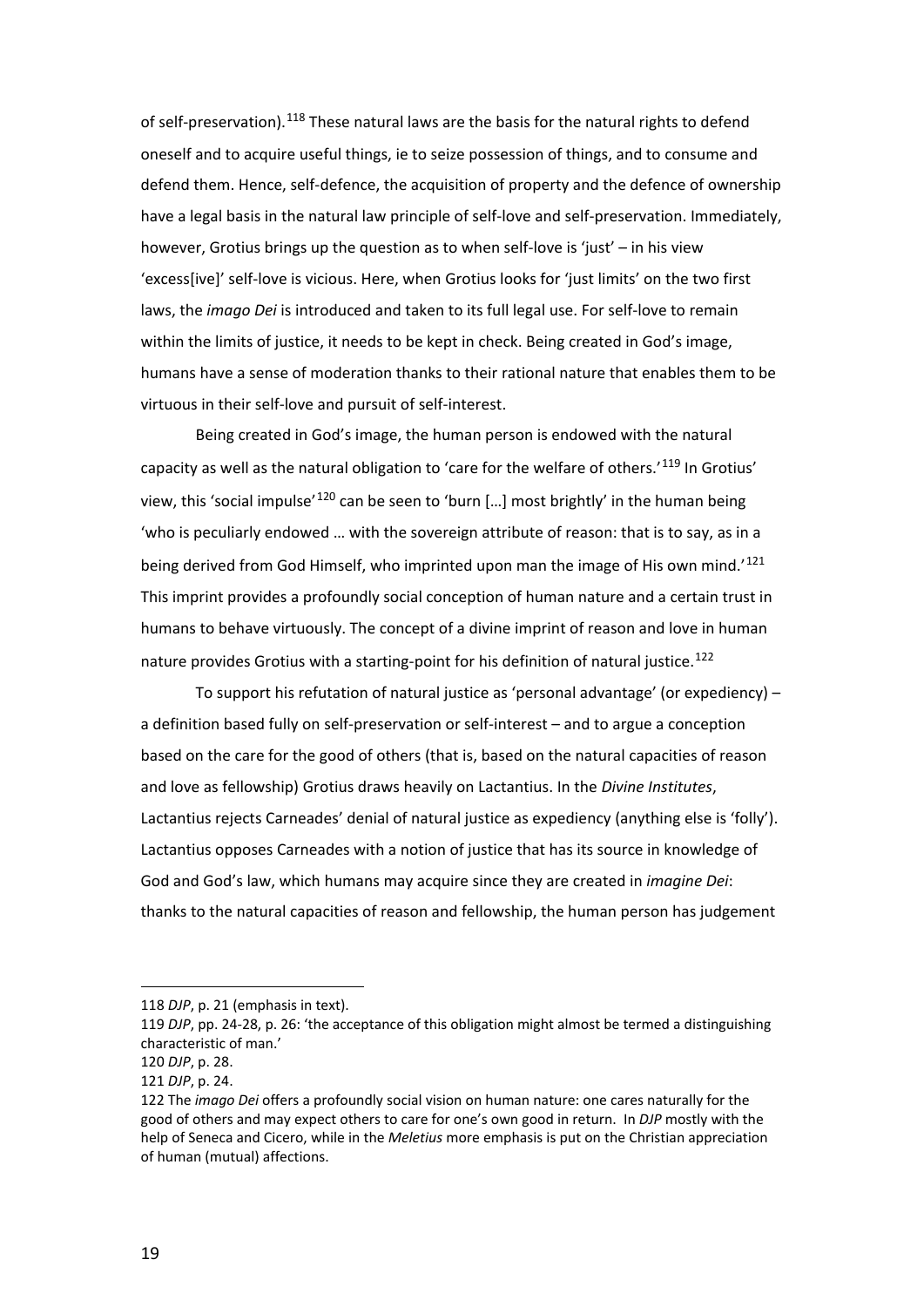of self-preservation).[118] These natural laws are the basis for the natural rights to defend oneself and to acquire useful things, ie to seize possession of things, and to consume and defend them. Hence, self-defence, the acquisition of property and the defence of ownership have a legal basis in the natural law principle of self-love and self-preservation. Immediately, however, Grotius brings up the question as to when self-love is 'just' – in his view 'excess[ive]' self-love is vicious. Here, when Grotius looks for 'just limits' on the two first laws, the *imago Dei* is introduced and taken to its full legal use. For self-love to remain within the limits of justice, it needs to be kept in check. Being created in God's image, humans have a sense of moderation thanks to their rational nature that enables them to be virtuous in their self-love and pursuit of self-interest.

Being created in God's image, the human person is endowed with the natural capacity as well as the natural obligation to 'care for the welfare of others.'[119] In Grotius' view, this 'social impulse'[120] can be seen to 'burn […] most brightly' in the human being 'who is peculiarly endowed … with the sovereign attribute of reason: that is to say, as in a being derived from God Himself, who imprinted upon man the image of His own mind.'[121] This imprint provides a profoundly social conception of human nature and a certain trust in humans to behave virtuously. The concept of a divine imprint of reason and love in human nature provides Grotius with a starting-point for his definition of natural justice.[122]

To support his refutation of natural justice as 'personal advantage' (or expediency) – a definition based fully on self-preservation or self-interest – and to argue a conception based on the care for the good of others (that is, based on the natural capacities of reason and love as fellowship) Grotius draws heavily on Lactantius. In the *Divine Institutes*, Lactantius rejects Carneades' denial of natural justice as expediency (anything else is 'folly'). Lactantius opposes Carneades with a notion of justice that has its source in knowledge of God and God's law, which humans may acquire since they are created in *imagine Dei*: thanks to the natural capacities of reason and fellowship, the human person has judgement

---

118 *DJP*, p. 21 (emphasis in text).

119 *DJP*, pp. 24-28, p. 26: 'the acceptance of this obligation might almost be termed a distinguishing characteristic of man.'

120 *DJP*, p. 28.

121 *DJP*, p. 24.

122 The *imago Dei* offers a profoundly social vision on human nature: one cares naturally for the good of others and may expect others to care for one's own good in return. In *DJP* mostly with the help of Seneca and Cicero, while in the *Meletius* more emphasis is put on the Christian appreciation of human (mutual) affections.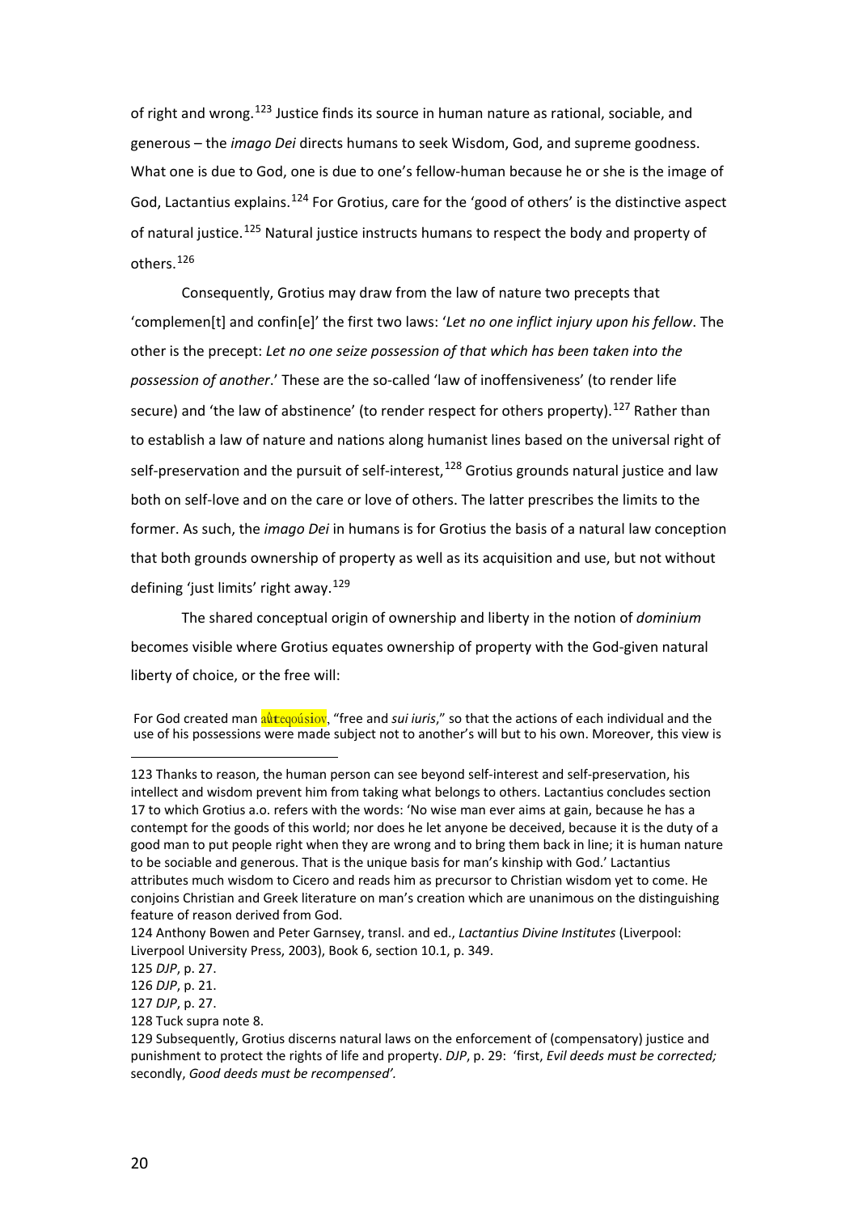of right and wrong.[123] Justice finds its source in human nature as rational, sociable, and generous – the *imago Dei* directs humans to seek Wisdom, God, and supreme goodness. What one is due to God, one is due to one's fellow-human because he or she is the image of God, Lactantius explains.[124] For Grotius, care for the 'good of others' is the distinctive aspect of natural justice.[125] Natural justice instructs humans to respect the body and property of others.[126]

Consequently, Grotius may draw from the law of nature two precepts that 'complemen[t] and confin[e]' the first two laws: '*Let no one inflict injury upon his fellow*. The other is the precept: *Let no one seize possession of that which has been taken into the possession of another*.' These are the so-called 'law of inoffensiveness' (to render life secure) and 'the law of abstinence' (to render respect for others property).[127] Rather than to establish a law of nature and nations along humanist lines based on the universal right of self-preservation and the pursuit of self-interest,[128] Grotius grounds natural justice and law both on self-love and on the care or love of others. The latter prescribes the limits to the former. As such, the *imago Dei* in humans is for Grotius the basis of a natural law conception that both grounds ownership of property as well as its acquisition and use, but not without defining 'just limits' right away.[129]

The shared conceptual origin of ownership and liberty in the notion of *dominium* becomes visible where Grotius equates ownership of property with the God-given natural liberty of choice, or the free will:

> For God created man αὐτεξούσιον, "free and *sui iuris*," so that the actions of each individual and the use of his possessions were made subject not to another's will but to his own. Moreover, this view is

---

123 Thanks to reason, the human person can see beyond self-interest and self-preservation, his intellect and wisdom prevent him from taking what belongs to others. Lactantius concludes section 17 to which Grotius a.o. refers with the words: 'No wise man ever aims at gain, because he has a contempt for the goods of this world; nor does he let anyone be deceived, because it is the duty of a good man to put people right when they are wrong and to bring them back in line; it is human nature to be sociable and generous. That is the unique basis for man's kinship with God.' Lactantius attributes much wisdom to Cicero and reads him as precursor to Christian wisdom yet to come. He conjoins Christian and Greek literature on man's creation which are unanimous on the distinguishing feature of reason derived from God.

124 Anthony Bowen and Peter Garnsey, transl. and ed., *Lactantius Divine Institutes* (Liverpool: Liverpool University Press, 2003), Book 6, section 10.1, p. 349.

125 *DJP*, p. 27.

126 *DJP*, p. 21.

127 *DJP*, p. 27.

128 Tuck supra note 8.

129 Subsequently, Grotius discerns natural laws on the enforcement of (compensatory) justice and punishment to protect the rights of life and property. *DJP*, p. 29: 'first, *Evil deeds must be corrected;* secondly, *Good deeds must be recompensed'*.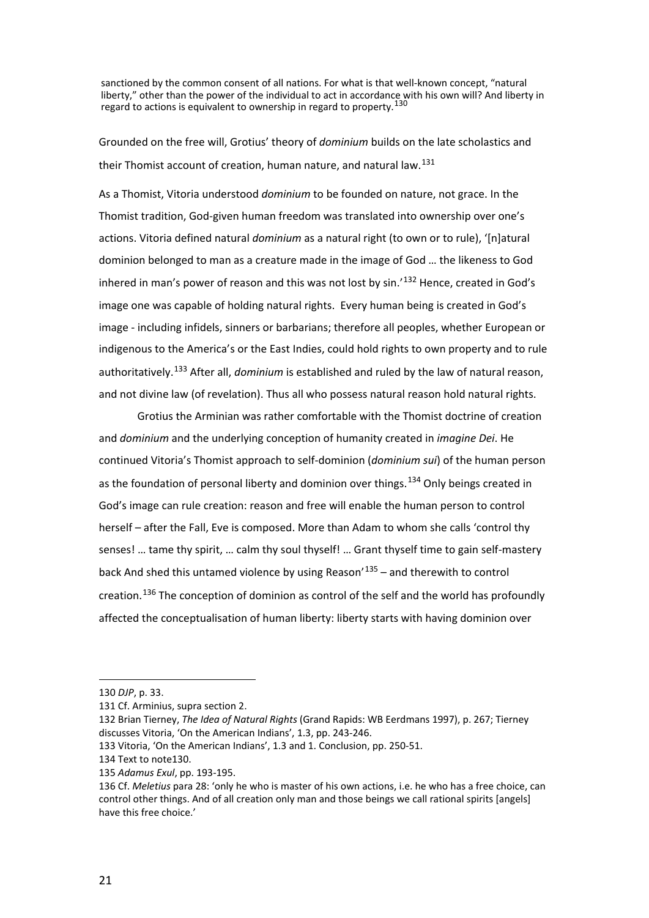> sanctioned by the common consent of all nations. For what is that well-known concept, "natural liberty," other than the power of the individual to act in accordance with his own will? And liberty in regard to actions is equivalent to ownership in regard to property.[130]

Grounded on the free will, Grotius' theory of *dominium* builds on the late scholastics and their Thomist account of creation, human nature, and natural law.[131]

As a Thomist, Vitoria understood *dominium* to be founded on nature, not grace. In the Thomist tradition, God-given human freedom was translated into ownership over one's actions. Vitoria defined natural *dominium* as a natural right (to own or to rule), '[n]atural dominion belonged to man as a creature made in the image of God … the likeness to God inhered in man's power of reason and this was not lost by sin.'[132] Hence, created in God's image one was capable of holding natural rights. Every human being is created in God's image - including infidels, sinners or barbarians; therefore all peoples, whether European or indigenous to the America's or the East Indies, could hold rights to own property and to rule authoritatively.[133] After all, *dominium* is established and ruled by the law of natural reason, and not divine law (of revelation). Thus all who possess natural reason hold natural rights.

Grotius the Arminian was rather comfortable with the Thomist doctrine of creation and *dominium* and the underlying conception of humanity created in *imagine Dei*. He continued Vitoria's Thomist approach to self-dominion (*dominium sui*) of the human person as the foundation of personal liberty and dominion over things.[134] Only beings created in God's image can rule creation: reason and free will enable the human person to control herself – after the Fall, Eve is composed. More than Adam to whom she calls 'control thy senses! … tame thy spirit, … calm thy soul thyself! … Grant thyself time to gain self-mastery back And shed this untamed violence by using Reason'[135] – and therewith to control creation.[136] The conception of dominion as control of the self and the world has profoundly affected the conceptualisation of human liberty: liberty starts with having dominion over

---

130 *DJP*, p. 33.

131 Cf. Arminius, supra section 2.

132 Brian Tierney, *The Idea of Natural Rights* (Grand Rapids: WB Eerdmans 1997), p. 267; Tierney discusses Vitoria, 'On the American Indians', 1.3, pp. 243-246.

133 Vitoria, 'On the American Indians', 1.3 and 1. Conclusion, pp. 250-51.

134 Text to note130.

135 *Adamus Exul*, pp. 193-195.

136 Cf. *Meletius* para 28: 'only he who is master of his own actions, i.e. he who has a free choice, can control other things. And of all creation only man and those beings we call rational spirits [angels] have this free choice.'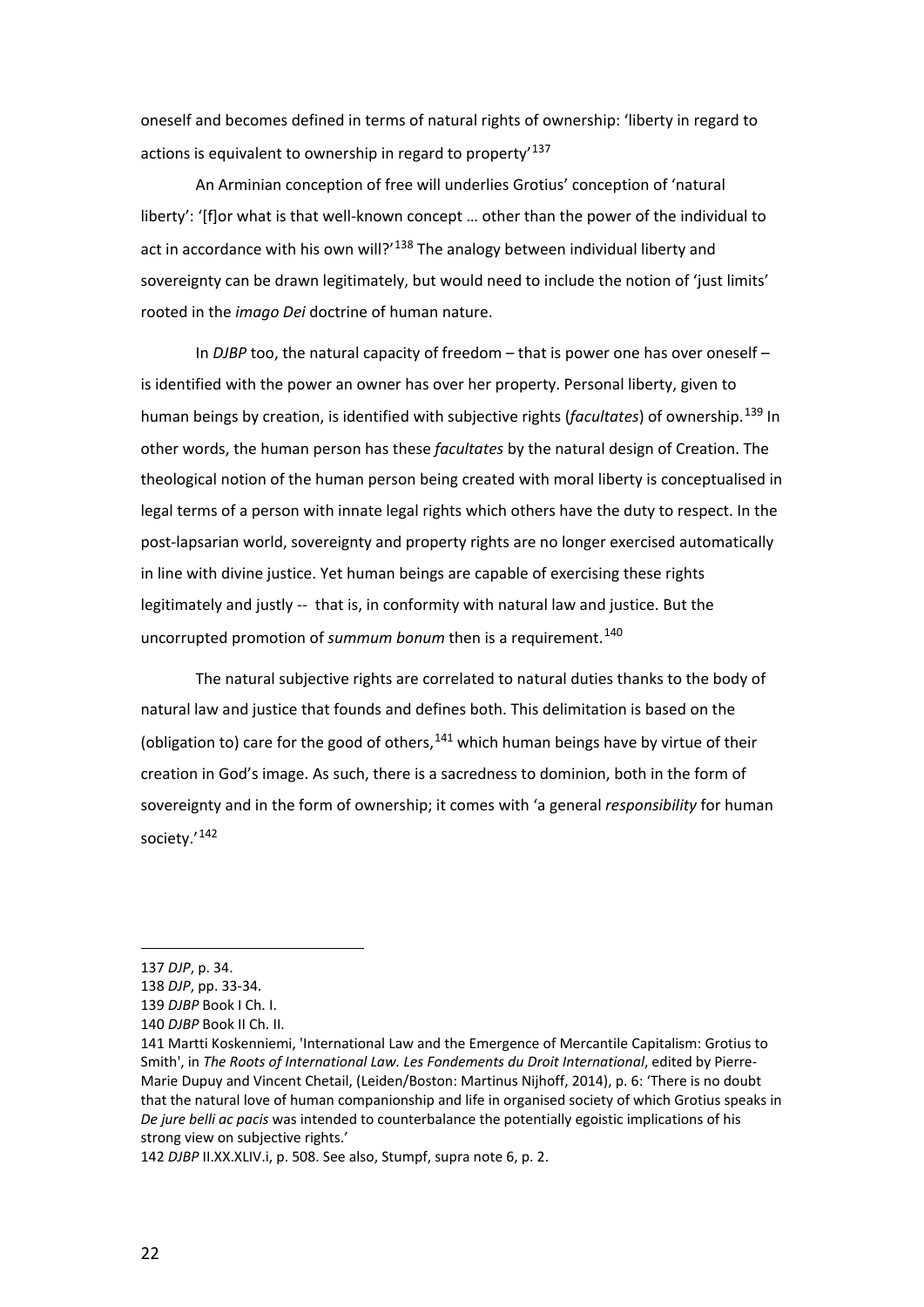oneself and becomes defined in terms of natural rights of ownership: 'liberty in regard to actions is equivalent to ownership in regard to property'[137]

An Arminian conception of free will underlies Grotius' conception of 'natural liberty': '[f]or what is that well-known concept … other than the power of the individual to act in accordance with his own will?'[138] The analogy between individual liberty and sovereignty can be drawn legitimately, but would need to include the notion of 'just limits' rooted in the *imago Dei* doctrine of human nature.

In *DJBP* too, the natural capacity of freedom – that is power one has over oneself – is identified with the power an owner has over her property. Personal liberty, given to human beings by creation, is identified with subjective rights (*facultates*) of ownership.[139] In other words, the human person has these *facultates* by the natural design of Creation. The theological notion of the human person being created with moral liberty is conceptualised in legal terms of a person with innate legal rights which others have the duty to respect. In the post-lapsarian world, sovereignty and property rights are no longer exercised automatically in line with divine justice. Yet human beings are capable of exercising these rights legitimately and justly -- that is, in conformity with natural law and justice. But the uncorrupted promotion of *summum bonum* then is a requirement.[140]

The natural subjective rights are correlated to natural duties thanks to the body of natural law and justice that founds and defines both. This delimitation is based on the (obligation to) care for the good of others,[141] which human beings have by virtue of their creation in God's image. As such, there is a sacredness to dominion, both in the form of sovereignty and in the form of ownership; it comes with 'a general *responsibility* for human society.'[142]

---

137 *DJP*, p. 34.

138 *DJP*, pp. 33-34.

139 *DJBP* Book I Ch. I.

140 *DJBP* Book II Ch. II.

141 Martti Koskenniemi, 'International Law and the Emergence of Mercantile Capitalism: Grotius to Smith', in *The Roots of International Law. Les Fondements du Droit International*, edited by Pierre-Marie Dupuy and Vincent Chetail, (Leiden/Boston: Martinus Nijhoff, 2014), p. 6: 'There is no doubt that the natural love of human companionship and life in organised society of which Grotius speaks in *De jure belli ac pacis* was intended to counterbalance the potentially egoistic implications of his strong view on subjective rights.'

142 *DJBP* II.XX.XLIV.i, p. 508. See also, Stumpf, supra note 6, p. 2.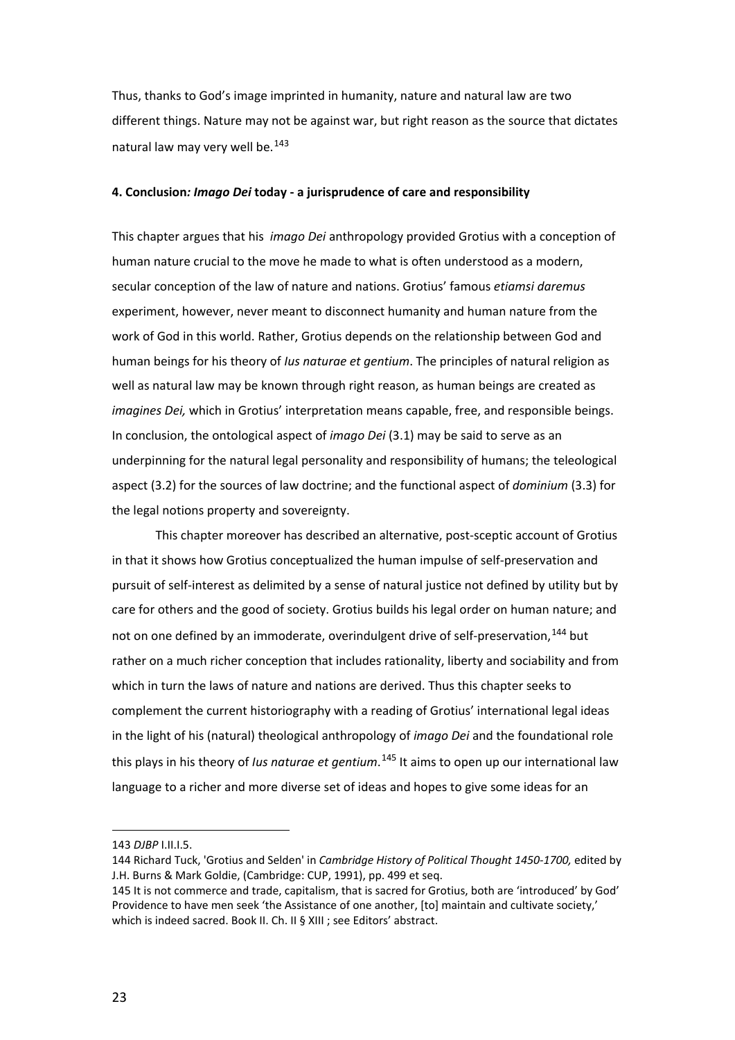Thus, thanks to God's image imprinted in humanity, nature and natural law are two different things. Nature may not be against war, but right reason as the source that dictates natural law may very well be.[143]

### 4. Conclusion*: Imago Dei* today - a jurisprudence of care and responsibility

This chapter argues that his *imago Dei* anthropology provided Grotius with a conception of human nature crucial to the move he made to what is often understood as a modern, secular conception of the law of nature and nations. Grotius' famous *etiamsi daremus* experiment, however, never meant to disconnect humanity and human nature from the work of God in this world. Rather, Grotius depends on the relationship between God and human beings for his theory of *Ius naturae et gentium*. The principles of natural religion as well as natural law may be known through right reason, as human beings are created as *imagines Dei,* which in Grotius' interpretation means capable, free, and responsible beings. In conclusion, the ontological aspect of *imago Dei* (3.1) may be said to serve as an underpinning for the natural legal personality and responsibility of humans; the teleological aspect (3.2) for the sources of law doctrine; and the functional aspect of *dominium* (3.3) for the legal notions property and sovereignty.

This chapter moreover has described an alternative, post-sceptic account of Grotius in that it shows how Grotius conceptualized the human impulse of self-preservation and pursuit of self-interest as delimited by a sense of natural justice not defined by utility but by care for others and the good of society. Grotius builds his legal order on human nature; and not on one defined by an immoderate, overindulgent drive of self-preservation,[144] but rather on a much richer conception that includes rationality, liberty and sociability and from which in turn the laws of nature and nations are derived. Thus this chapter seeks to complement the current historiography with a reading of Grotius' international legal ideas in the light of his (natural) theological anthropology of *imago Dei* and the foundational role this plays in his theory of *Ius naturae et gentium*.[145] It aims to open up our international law language to a richer and more diverse set of ideas and hopes to give some ideas for an

---

143 *DJBP* I.II.I.5.

144 Richard Tuck, 'Grotius and Selden' in *Cambridge History of Political Thought 1450-1700,* edited by J.H. Burns & Mark Goldie, (Cambridge: CUP, 1991), pp. 499 et seq.

145 It is not commerce and trade, capitalism, that is sacred for Grotius, both are 'introduced' by God' Providence to have men seek 'the Assistance of one another, [to] maintain and cultivate society,' which is indeed sacred. Book II. Ch. II § XIII ; see Editors' abstract.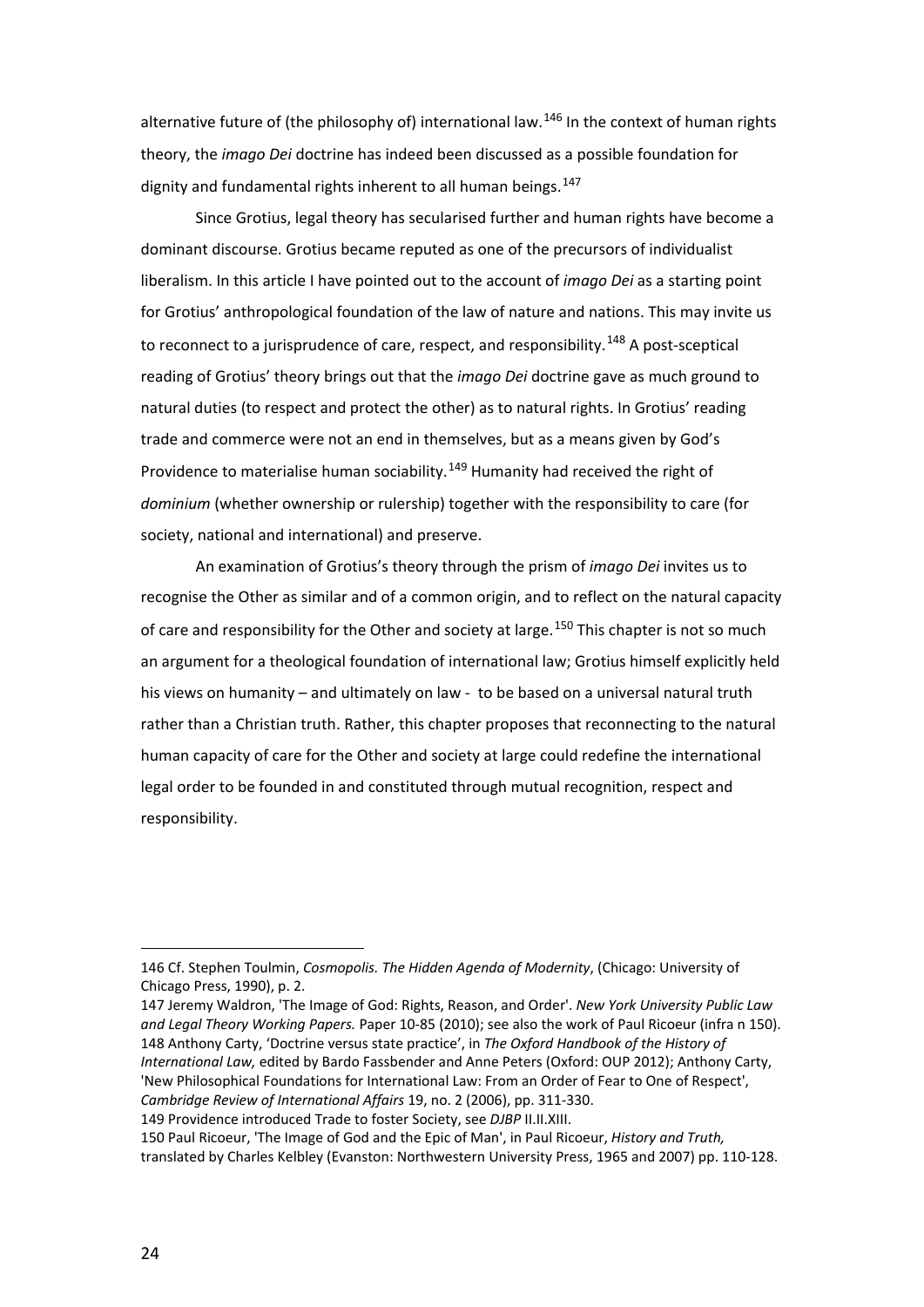alternative future of (the philosophy of) international law.[146] In the context of human rights theory, the *imago Dei* doctrine has indeed been discussed as a possible foundation for dignity and fundamental rights inherent to all human beings.[147]

Since Grotius, legal theory has secularised further and human rights have become a dominant discourse. Grotius became reputed as one of the precursors of individualist liberalism. In this article I have pointed out to the account of *imago Dei* as a starting point for Grotius' anthropological foundation of the law of nature and nations. This may invite us to reconnect to a jurisprudence of care, respect, and responsibility.[148] A post-sceptical reading of Grotius' theory brings out that the *imago Dei* doctrine gave as much ground to natural duties (to respect and protect the other) as to natural rights. In Grotius' reading trade and commerce were not an end in themselves, but as a means given by God's Providence to materialise human sociability.[149] Humanity had received the right of *dominium* (whether ownership or rulership) together with the responsibility to care (for society, national and international) and preserve.

An examination of Grotius's theory through the prism of *imago Dei* invites us to recognise the Other as similar and of a common origin, and to reflect on the natural capacity of care and responsibility for the Other and society at large.[150] This chapter is not so much an argument for a theological foundation of international law; Grotius himself explicitly held his views on humanity – and ultimately on law - to be based on a universal natural truth rather than a Christian truth. Rather, this chapter proposes that reconnecting to the natural human capacity of care for the Other and society at large could redefine the international legal order to be founded in and constituted through mutual recognition, respect and responsibility.

---

146 Cf. Stephen Toulmin, *Cosmopolis. The Hidden Agenda of Modernity*, (Chicago: University of Chicago Press, 1990), p. 2.

147 Jeremy Waldron, 'The Image of God: Rights, Reason, and Order'. *New York University Public Law and Legal Theory Working Papers.* Paper 10-85 (2010); see also the work of Paul Ricoeur (infra n 150).

148 Anthony Carty, 'Doctrine versus state practice', in *The Oxford Handbook of the History of International Law,* edited by Bardo Fassbender and Anne Peters (Oxford: OUP 2012); Anthony Carty, 'New Philosophical Foundations for International Law: From an Order of Fear to One of Respect', *Cambridge Review of International Affairs* 19, no. 2 (2006), pp. 311-330.

149 Providence introduced Trade to foster Society, see *DJBP* II.II.XIII.

150 Paul Ricoeur, 'The Image of God and the Epic of Man', in Paul Ricoeur, *History and Truth,* translated by Charles Kelbley (Evanston: Northwestern University Press, 1965 and 2007) pp. 110-128.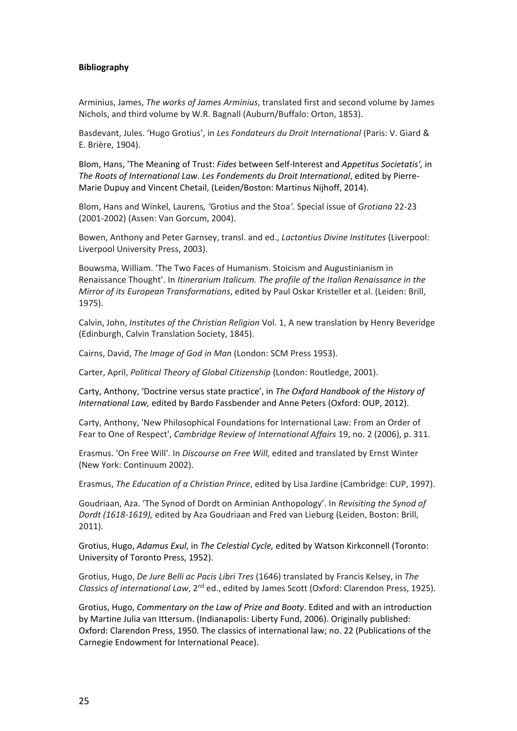**Bibliography**

Arminius, James, *The works of James Arminius*, translated first and second volume by James Nichols, and third volume by W.R. Bagnall (Auburn/Buffalo: Orton, 1853).

Basdevant, Jules. 'Hugo Grotius', in *Les Fondateurs du Droit International* (Paris: V. Giard & E. Brière, 1904).

Blom, Hans, 'The Meaning of Trust: *Fides* between Self-Interest and *Appetitus Societatis',* in *The Roots of International Law. Les Fondements du Droit International*, edited by Pierre-Marie Dupuy and Vincent Chetail, (Leiden/Boston: Martinus Nijhoff, 2014).

Blom, Hans and Winkel, Laurens*, '*Grotius and the Stoa*'.* Special issue of *Grotiana* 22-23 (2001-2002) (Assen: Van Gorcum, 2004).

Bowen, Anthony and Peter Garnsey, transl. and ed., *Lactantius Divine Institutes* (Liverpool: Liverpool University Press, 2003).

Bouwsma, William. 'The Two Faces of Humanism. Stoicism and Augustinianism in Renaissance Thought'. In *Itinerarium Italicum. The profile of the Italian Renaissance in the Mirror of its European Transformations*, edited by Paul Oskar Kristeller et al. (Leiden: Brill, 1975).

Calvin, John, *Institutes of the Christian Religion* Vol. 1, A new translation by Henry Beveridge (Edinburgh, Calvin Translation Society, 1845).

Cairns, David, *The Image of God in Man* (London: SCM Press 1953).

Carter, April, *Political Theory of Global Citizenship* (London: Routledge, 2001).

Carty, Anthony, 'Doctrine versus state practice', in *The Oxford Handbook of the History of International Law,* edited by Bardo Fassbender and Anne Peters (Oxford: OUP, 2012).

Carty, Anthony, 'New Philosophical Foundations for International Law: From an Order of Fear to One of Respect', *Cambridge Review of International Affairs* 19, no. 2 (2006), p. 311.

Erasmus. 'On Free Will'. In *Discourse on Free Will*, edited and translated by Ernst Winter (New York: Continuum 2002).

Erasmus, *The Education of a Christian Prince*, edited by Lisa Jardine (Cambridge: CUP, 1997).

Goudriaan, Aza. 'The Synod of Dordt on Arminian Anthopology'. In *Revisiting the Synod of Dordt (1618-1619),* edited by Aza Goudriaan and Fred van Lieburg (Leiden, Boston: Brill, 2011).

Grotius, Hugo, *Adamus Exul*, in *The Celestial Cycle,* edited by Watson Kirkconnell (Toronto: University of Toronto Press, 1952).

Grotius, Hugo, *De Jure Belli ac Pacis Libri Tres* (1646) translated by Francis Kelsey, in *The Classics of international Law*, 2nd ed., edited by James Scott (Oxford: Clarendon Press, 1925).

Grotius, Hugo, *Commentary on the Law of Prize and Booty*. Edited and with an introduction by Martine Julia van Ittersum. (Indianapolis: Liberty Fund, 2006). Originally published: Oxford: Clarendon Press, 1950. The classics of international law; no. 22 (Publications of the Carnegie Endowment for International Peace).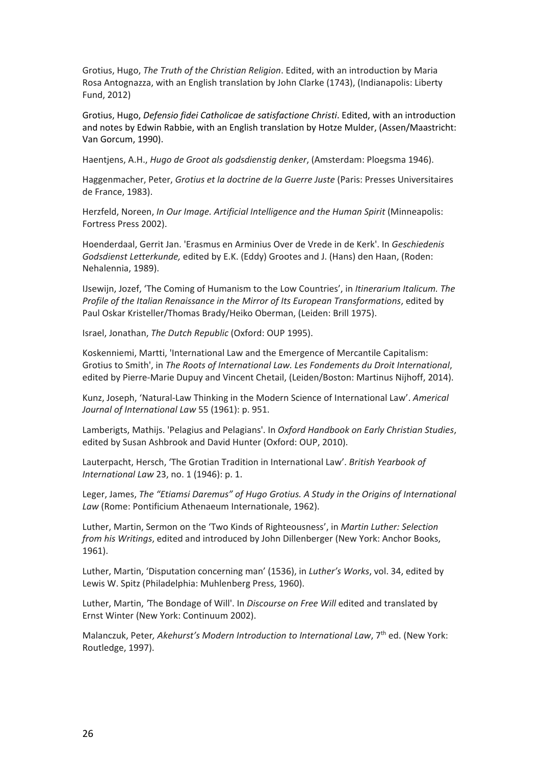Grotius, Hugo, *The Truth of the Christian Religion*. Edited, with an introduction by Maria Rosa Antognazza, with an English translation by John Clarke (1743), (Indianapolis: Liberty Fund, 2012)

Grotius, Hugo, *Defensio fidei Catholicae de satisfactione Christi*. Edited, with an introduction and notes by Edwin Rabbie, with an English translation by Hotze Mulder, (Assen/Maastricht: Van Gorcum, 1990).

Haentjens, A.H., *Hugo de Groot als godsdienstig denker*, (Amsterdam: Ploegsma 1946).

Haggenmacher, Peter, *Grotius et la doctrine de la Guerre Juste* (Paris: Presses Universitaires de France, 1983).

Herzfeld, Noreen, *In Our Image. Artificial Intelligence and the Human Spirit* (Minneapolis: Fortress Press 2002).

Hoenderdaal, Gerrit Jan. 'Erasmus en Arminius Over de Vrede in de Kerk'. In *Geschiedenis Godsdienst Letterkunde,* edited by E.K. (Eddy) Grootes and J. (Hans) den Haan, (Roden: Nehalennia, 1989).

IJsewijn, Jozef, 'The Coming of Humanism to the Low Countries', in *Itinerarium Italicum. The Profile of the Italian Renaissance in the Mirror of Its European Transformations*, edited by Paul Oskar Kristeller/Thomas Brady/Heiko Oberman, (Leiden: Brill 1975).

Israel, Jonathan, *The Dutch Republic* (Oxford: OUP 1995).

Koskenniemi, Martti, 'International Law and the Emergence of Mercantile Capitalism: Grotius to Smith', in *The Roots of International Law. Les Fondements du Droit International*, edited by Pierre-Marie Dupuy and Vincent Chetail, (Leiden/Boston: Martinus Nijhoff, 2014).

Kunz, Joseph, 'Natural-Law Thinking in the Modern Science of International Law'. *Americal Journal of International Law* 55 (1961): p. 951.

Lamberigts, Mathijs. 'Pelagius and Pelagians'. In *Oxford Handbook on Early Christian Studies*, edited by Susan Ashbrook and David Hunter (Oxford: OUP, 2010).

Lauterpacht, Hersch, 'The Grotian Tradition in International Law'. *British Yearbook of International Law* 23, no. 1 (1946): p. 1.

Leger, James, *The "Etiamsi Daremus" of Hugo Grotius. A Study in the Origins of International Law* (Rome: Pontificium Athenaeum Internationale, 1962).

Luther, Martin, Sermon on the 'Two Kinds of Righteousness', in *Martin Luther: Selection from his Writings*, edited and introduced by John Dillenberger (New York: Anchor Books, 1961).

Luther, Martin, 'Disputation concerning man' (1536), in *Luther's Works*, vol. 34, edited by Lewis W. Spitz (Philadelphia: Muhlenberg Press, 1960).

Luther, Martin, 'The Bondage of Will'. In *Discourse on Free Will* edited and translated by Ernst Winter (New York: Continuum 2002).

Malanczuk, Peter, *Akehurst's Modern Introduction to International Law*, 7th ed. (New York: Routledge, 1997).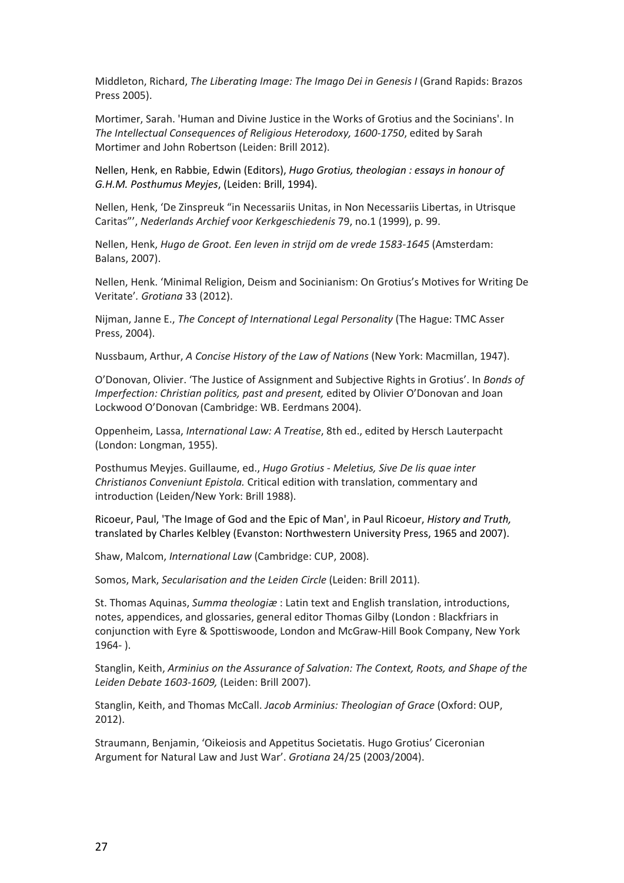Middleton, Richard, *The Liberating Image: The Imago Dei in Genesis I* (Grand Rapids: Brazos Press 2005).

Mortimer, Sarah. 'Human and Divine Justice in the Works of Grotius and the Socinians'. In *The Intellectual Consequences of Religious Heterodoxy, 1600-1750*, edited by Sarah Mortimer and John Robertson (Leiden: Brill 2012).

Nellen, Henk, en Rabbie, Edwin (Editors), *Hugo Grotius, theologian : essays in honour of G.H.M. Posthumus Meyjes*, (Leiden: Brill, 1994).

Nellen, Henk, 'De Zinspreuk "in Necessariis Unitas, in Non Necessariis Libertas, in Utrisque Caritas"', *Nederlands Archief voor Kerkgeschiedenis* 79, no.1 (1999), p. 99.

Nellen, Henk, *Hugo de Groot. Een leven in strijd om de vrede 1583-1645* (Amsterdam: Balans, 2007).

Nellen, Henk. 'Minimal Religion, Deism and Socinianism: On Grotius's Motives for Writing De Veritate'. *Grotiana* 33 (2012).

Nijman, Janne E., *The Concept of International Legal Personality* (The Hague: TMC Asser Press, 2004).

Nussbaum, Arthur, *A Concise History of the Law of Nations* (New York: Macmillan, 1947).

O'Donovan, Olivier. 'The Justice of Assignment and Subjective Rights in Grotius'. In *Bonds of Imperfection: Christian politics, past and present,* edited by Olivier O'Donovan and Joan Lockwood O'Donovan (Cambridge: WB. Eerdmans 2004).

Oppenheim, Lassa, *International Law: A Treatise*, 8th ed., edited by Hersch Lauterpacht (London: Longman, 1955).

Posthumus Meyjes. Guillaume, ed., *Hugo Grotius - Meletius, Sive De Iis quae inter Christianos Conveniunt Epistola.* Critical edition with translation, commentary and introduction (Leiden/New York: Brill 1988).

Ricoeur, Paul, 'The Image of God and the Epic of Man', in Paul Ricoeur, *History and Truth,* translated by Charles Kelbley (Evanston: Northwestern University Press, 1965 and 2007).

Shaw, Malcom, *International Law* (Cambridge: CUP, 2008).

Somos, Mark, *Secularisation and the Leiden Circle* (Leiden: Brill 2011).

St. Thomas Aquinas, *Summa theologiæ* : Latin text and English translation, introductions, notes, appendices, and glossaries, general editor Thomas Gilby (London : Blackfriars in conjunction with Eyre & Spottiswoode, London and McGraw-Hill Book Company, New York 1964- ).

Stanglin, Keith, *Arminius on the Assurance of Salvation: The Context, Roots, and Shape of the Leiden Debate 1603-1609,* (Leiden: Brill 2007).

Stanglin, Keith, and Thomas McCall. *Jacob Arminius: Theologian of Grace* (Oxford: OUP, 2012).

Straumann, Benjamin, 'Oikeiosis and Appetitus Societatis. Hugo Grotius' Ciceronian Argument for Natural Law and Just War'. *Grotiana* 24/25 (2003/2004).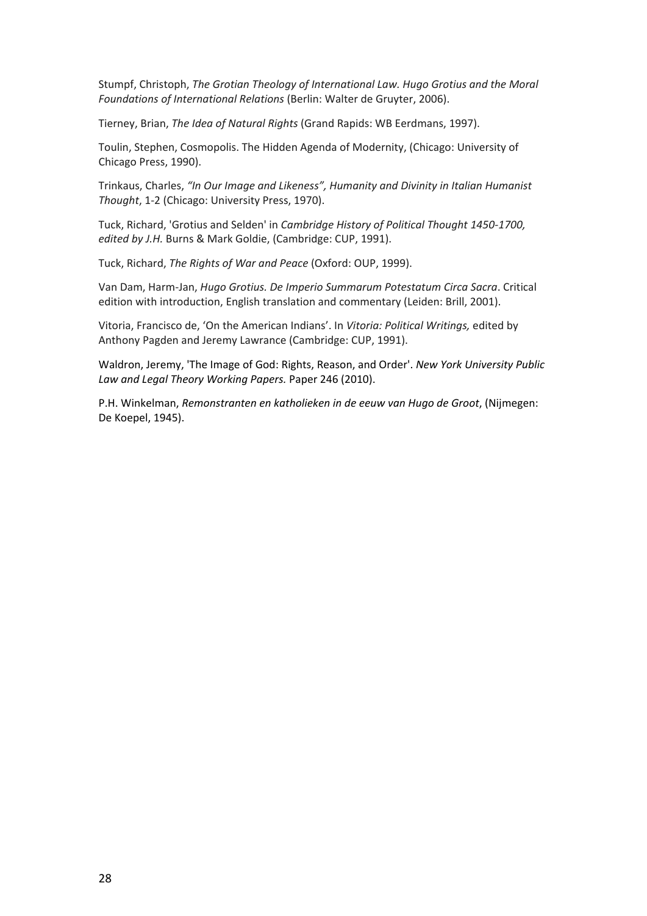Stumpf, Christoph, *The Grotian Theology of International Law. Hugo Grotius and the Moral Foundations of International Relations* (Berlin: Walter de Gruyter, 2006).

Tierney, Brian, *The Idea of Natural Rights* (Grand Rapids: WB Eerdmans, 1997).

Toulin, Stephen, Cosmopolis. The Hidden Agenda of Modernity, (Chicago: University of Chicago Press, 1990).

Trinkaus, Charles, *"In Our Image and Likeness", Humanity and Divinity in Italian Humanist Thought*, 1-2 (Chicago: University Press, 1970).

Tuck, Richard, 'Grotius and Selden' in *Cambridge History of Political Thought 1450-1700, edited by J.H.* Burns & Mark Goldie, (Cambridge: CUP, 1991).

Tuck, Richard, *The Rights of War and Peace* (Oxford: OUP, 1999).

Van Dam, Harm-Jan, *Hugo Grotius. De Imperio Summarum Potestatum Circa Sacra*. Critical edition with introduction, English translation and commentary (Leiden: Brill, 2001).

Vitoria, Francisco de, 'On the American Indians'. In *Vitoria: Political Writings,* edited by Anthony Pagden and Jeremy Lawrance (Cambridge: CUP, 1991).

Waldron, Jeremy, 'The Image of God: Rights, Reason, and Order'. *New York University Public Law and Legal Theory Working Papers.* Paper 246 (2010).

P.H. Winkelman, *Remonstranten en katholieken in de eeuw van Hugo de Groot*, (Nijmegen: De Koepel, 1945).